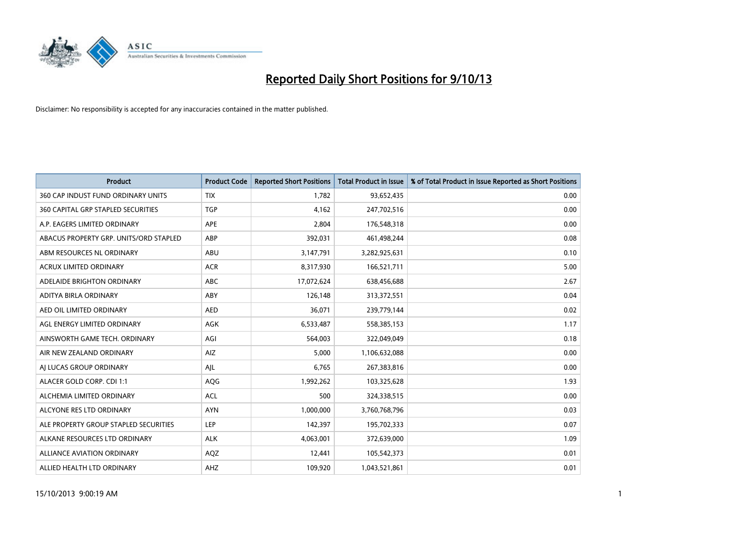# Reported Daily Short Positions for 9/10/13

Disclaimer: No responsibility is accepted for any inaccuracies contained in the matter published.

| Product | Product Code | Reported Short Positions | Total Product in Issue | % of Total Product in Issue Reported as Short Positions |
|---|---|---|---|---|
| 360 CAP INDUST FUND ORDINARY UNITS | TIX | 1,782 | 93,652,435 | 0.00 |
| 360 CAPITAL GRP STAPLED SECURITIES | TGP | 4,162 | 247,702,516 | 0.00 |
| A.P. EAGERS LIMITED ORDINARY | APE | 2,804 | 176,548,318 | 0.00 |
| ABACUS PROPERTY GRP. UNITS/ORD STAPLED | ABP | 392,031 | 461,498,244 | 0.08 |
| ABM RESOURCES NL ORDINARY | ABU | 3,147,791 | 3,282,925,631 | 0.10 |
| ACRUX LIMITED ORDINARY | ACR | 8,317,930 | 166,521,711 | 5.00 |
| ADELAIDE BRIGHTON ORDINARY | ABC | 17,072,624 | 638,456,688 | 2.67 |
| ADITYA BIRLA ORDINARY | ABY | 126,148 | 313,372,551 | 0.04 |
| AED OIL LIMITED ORDINARY | AED | 36,071 | 239,779,144 | 0.02 |
| AGL ENERGY LIMITED ORDINARY | AGK | 6,533,487 | 558,385,153 | 1.17 |
| AINSWORTH GAME TECH. ORDINARY | AGI | 564,003 | 322,049,049 | 0.18 |
| AIR NEW ZEALAND ORDINARY | AIZ | 5,000 | 1,106,632,088 | 0.00 |
| AJ LUCAS GROUP ORDINARY | AJL | 6,765 | 267,383,816 | 0.00 |
| ALACER GOLD CORP. CDI 1:1 | AQG | 1,992,262 | 103,325,628 | 1.93 |
| ALCHEMIA LIMITED ORDINARY | ACL | 500 | 324,338,515 | 0.00 |
| ALCYONE RES LTD ORDINARY | AYN | 1,000,000 | 3,760,768,796 | 0.03 |
| ALE PROPERTY GROUP STAPLED SECURITIES | LEP | 142,397 | 195,702,333 | 0.07 |
| ALKANE RESOURCES LTD ORDINARY | ALK | 4,063,001 | 372,639,000 | 1.09 |
| ALLIANCE AVIATION ORDINARY | AQZ | 12,441 | 105,542,373 | 0.01 |
| ALLIED HEALTH LTD ORDINARY | AHZ | 109,920 | 1,043,521,861 | 0.01 |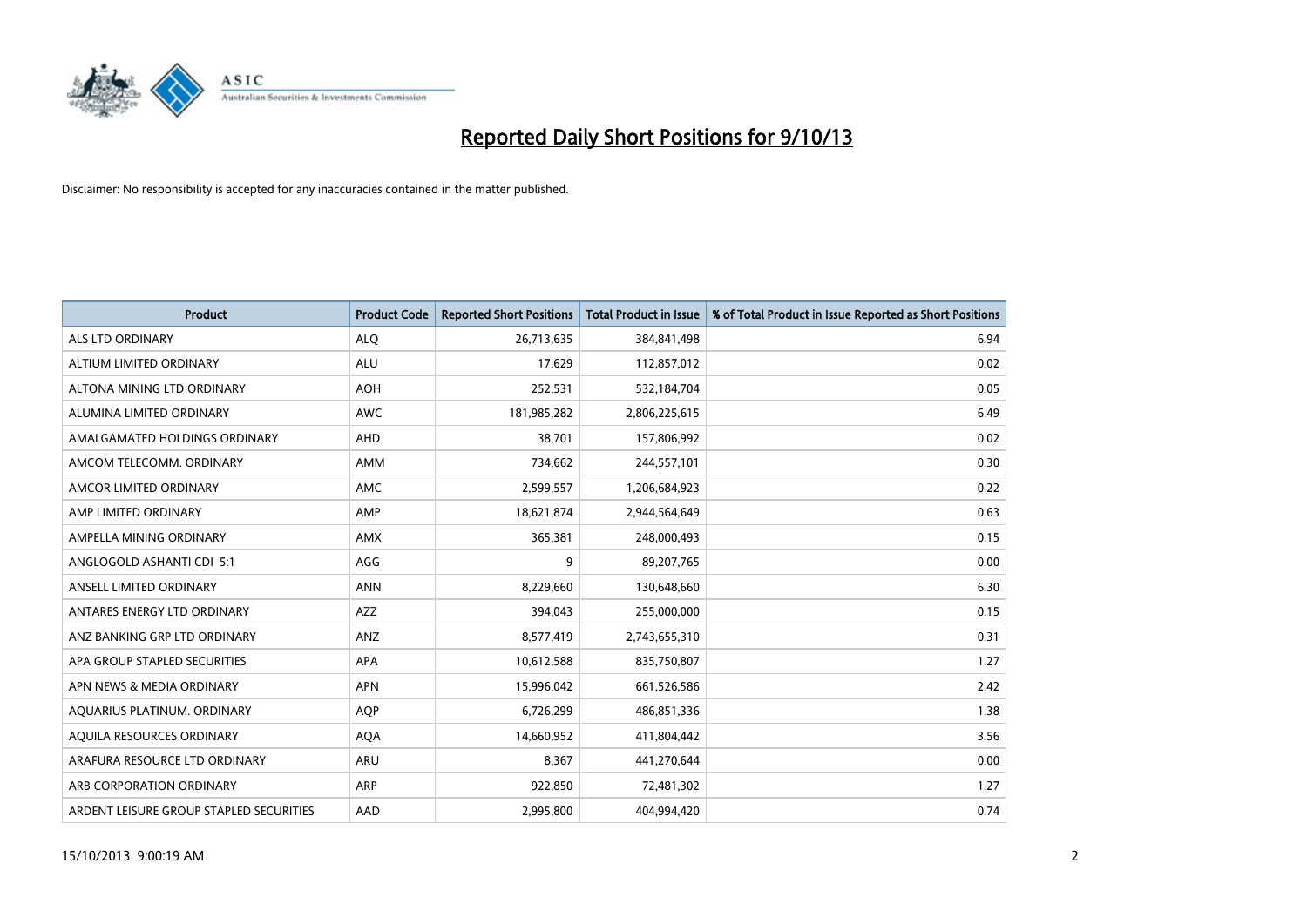# Reported Daily Short Positions for 9/10/13

Disclaimer: No responsibility is accepted for any inaccuracies contained in the matter published.

| Product | Product Code | Reported Short Positions | Total Product in Issue | % of Total Product in Issue Reported as Short Positions |
|---|---|---|---|---|
| ALS LTD ORDINARY | ALQ | 26,713,635 | 384,841,498 | 6.94 |
| ALTIUM LIMITED ORDINARY | ALU | 17,629 | 112,857,012 | 0.02 |
| ALTONA MINING LTD ORDINARY | AOH | 252,531 | 532,184,704 | 0.05 |
| ALUMINA LIMITED ORDINARY | AWC | 181,985,282 | 2,806,225,615 | 6.49 |
| AMALGAMATED HOLDINGS ORDINARY | AHD | 38,701 | 157,806,992 | 0.02 |
| AMCOM TELECOMM. ORDINARY | AMM | 734,662 | 244,557,101 | 0.30 |
| AMCOR LIMITED ORDINARY | AMC | 2,599,557 | 1,206,684,923 | 0.22 |
| AMP LIMITED ORDINARY | AMP | 18,621,874 | 2,944,564,649 | 0.63 |
| AMPELLA MINING ORDINARY | AMX | 365,381 | 248,000,493 | 0.15 |
| ANGLOGOLD ASHANTI CDI 5:1 | AGG | 9 | 89,207,765 | 0.00 |
| ANSELL LIMITED ORDINARY | ANN | 8,229,660 | 130,648,660 | 6.30 |
| ANTARES ENERGY LTD ORDINARY | AZZ | 394,043 | 255,000,000 | 0.15 |
| ANZ BANKING GRP LTD ORDINARY | ANZ | 8,577,419 | 2,743,655,310 | 0.31 |
| APA GROUP STAPLED SECURITIES | APA | 10,612,588 | 835,750,807 | 1.27 |
| APN NEWS & MEDIA ORDINARY | APN | 15,996,042 | 661,526,586 | 2.42 |
| AQUARIUS PLATINUM. ORDINARY | AQP | 6,726,299 | 486,851,336 | 1.38 |
| AQUILA RESOURCES ORDINARY | AQA | 14,660,952 | 411,804,442 | 3.56 |
| ARAFURA RESOURCE LTD ORDINARY | ARU | 8,367 | 441,270,644 | 0.00 |
| ARB CORPORATION ORDINARY | ARP | 922,850 | 72,481,302 | 1.27 |
| ARDENT LEISURE GROUP STAPLED SECURITIES | AAD | 2,995,800 | 404,994,420 | 0.74 |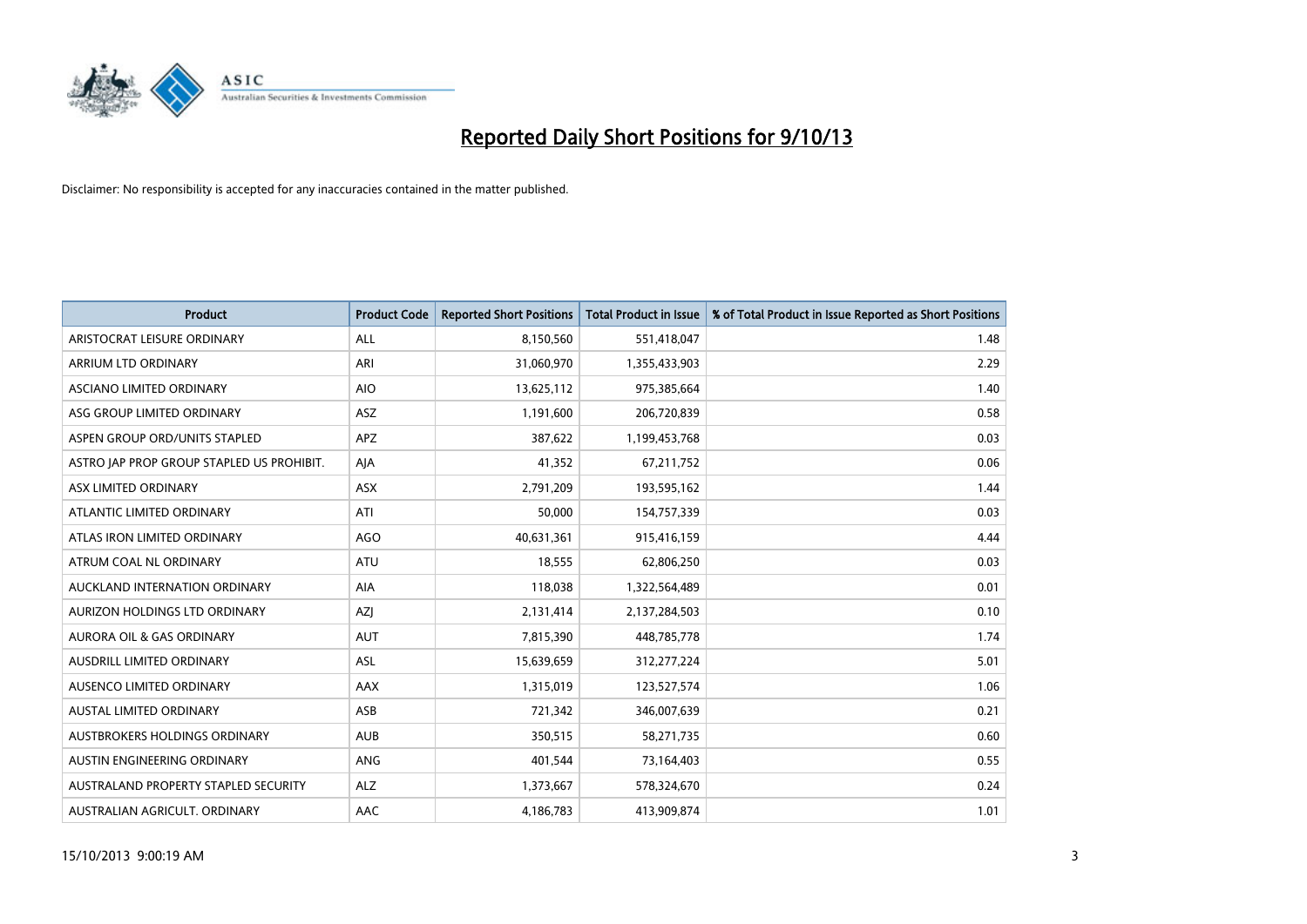# Reported Daily Short Positions for 9/10/13

Disclaimer: No responsibility is accepted for any inaccuracies contained in the matter published.

| Product | Product Code | Reported Short Positions | Total Product in Issue | % of Total Product in Issue Reported as Short Positions |
|---|---|---|---|---|
| ARISTOCRAT LEISURE ORDINARY | ALL | 8,150,560 | 551,418,047 | 1.48 |
| ARRIUM LTD ORDINARY | ARI | 31,060,970 | 1,355,433,903 | 2.29 |
| ASCIANO LIMITED ORDINARY | AIO | 13,625,112 | 975,385,664 | 1.40 |
| ASG GROUP LIMITED ORDINARY | ASZ | 1,191,600 | 206,720,839 | 0.58 |
| ASPEN GROUP ORD/UNITS STAPLED | APZ | 387,622 | 1,199,453,768 | 0.03 |
| ASTRO JAP PROP GROUP STAPLED US PROHIBIT. | AJA | 41,352 | 67,211,752 | 0.06 |
| ASX LIMITED ORDINARY | ASX | 2,791,209 | 193,595,162 | 1.44 |
| ATLANTIC LIMITED ORDINARY | ATI | 50,000 | 154,757,339 | 0.03 |
| ATLAS IRON LIMITED ORDINARY | AGO | 40,631,361 | 915,416,159 | 4.44 |
| ATRUM COAL NL ORDINARY | ATU | 18,555 | 62,806,250 | 0.03 |
| AUCKLAND INTERNATION ORDINARY | AIA | 118,038 | 1,322,564,489 | 0.01 |
| AURIZON HOLDINGS LTD ORDINARY | AZJ | 2,131,414 | 2,137,284,503 | 0.10 |
| AURORA OIL & GAS ORDINARY | AUT | 7,815,390 | 448,785,778 | 1.74 |
| AUSDRILL LIMITED ORDINARY | ASL | 15,639,659 | 312,277,224 | 5.01 |
| AUSENCO LIMITED ORDINARY | AAX | 1,315,019 | 123,527,574 | 1.06 |
| AUSTAL LIMITED ORDINARY | ASB | 721,342 | 346,007,639 | 0.21 |
| AUSTBROKERS HOLDINGS ORDINARY | AUB | 350,515 | 58,271,735 | 0.60 |
| AUSTIN ENGINEERING ORDINARY | ANG | 401,544 | 73,164,403 | 0.55 |
| AUSTRALAND PROPERTY STAPLED SECURITY | ALZ | 1,373,667 | 578,324,670 | 0.24 |
| AUSTRALIAN AGRICULT. ORDINARY | AAC | 4,186,783 | 413,909,874 | 1.01 |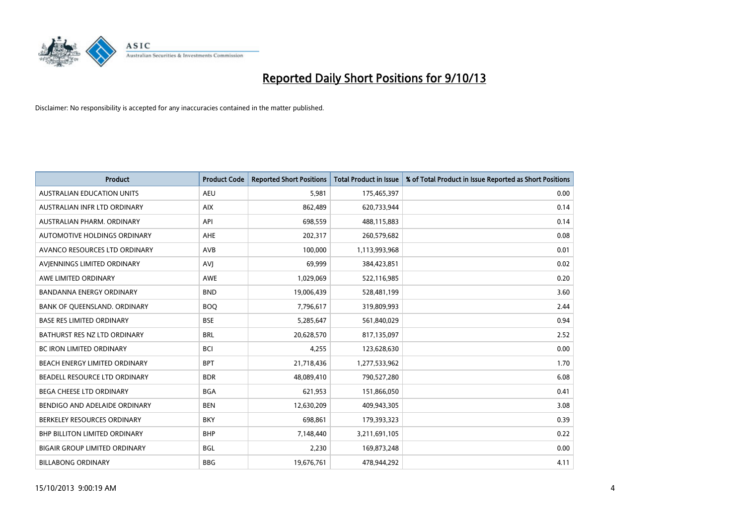# Reported Daily Short Positions for 9/10/13

Disclaimer: No responsibility is accepted for any inaccuracies contained in the matter published.

| Product | Product Code | Reported Short Positions | Total Product in Issue | % of Total Product in Issue Reported as Short Positions |
|---|---|---|---|---|
| AUSTRALIAN EDUCATION UNITS | AEU | 5,981 | 175,465,397 | 0.00 |
| AUSTRALIAN INFR LTD ORDINARY | AIX | 862,489 | 620,733,944 | 0.14 |
| AUSTRALIAN PHARM. ORDINARY | API | 698,559 | 488,115,883 | 0.14 |
| AUTOMOTIVE HOLDINGS ORDINARY | AHE | 202,317 | 260,579,682 | 0.08 |
| AVANCO RESOURCES LTD ORDINARY | AVB | 100,000 | 1,113,993,968 | 0.01 |
| AVJENNINGS LIMITED ORDINARY | AVJ | 69,999 | 384,423,851 | 0.02 |
| AWE LIMITED ORDINARY | AWE | 1,029,069 | 522,116,985 | 0.20 |
| BANDANNA ENERGY ORDINARY | BND | 19,006,439 | 528,481,199 | 3.60 |
| BANK OF QUEENSLAND. ORDINARY | BOQ | 7,796,617 | 319,809,993 | 2.44 |
| BASE RES LIMITED ORDINARY | BSE | 5,285,647 | 561,840,029 | 0.94 |
| BATHURST RES NZ LTD ORDINARY | BRL | 20,628,570 | 817,135,097 | 2.52 |
| BC IRON LIMITED ORDINARY | BCI | 4,255 | 123,628,630 | 0.00 |
| BEACH ENERGY LIMITED ORDINARY | BPT | 21,718,436 | 1,277,533,962 | 1.70 |
| BEADELL RESOURCE LTD ORDINARY | BDR | 48,089,410 | 790,527,280 | 6.08 |
| BEGA CHEESE LTD ORDINARY | BGA | 621,953 | 151,866,050 | 0.41 |
| BENDIGO AND ADELAIDE ORDINARY | BEN | 12,630,209 | 409,943,305 | 3.08 |
| BERKELEY RESOURCES ORDINARY | BKY | 698,861 | 179,393,323 | 0.39 |
| BHP BILLITON LIMITED ORDINARY | BHP | 7,148,440 | 3,211,691,105 | 0.22 |
| BIGAIR GROUP LIMITED ORDINARY | BGL | 2,230 | 169,873,248 | 0.00 |
| BILLABONG ORDINARY | BBG | 19,676,761 | 478,944,292 | 4.11 |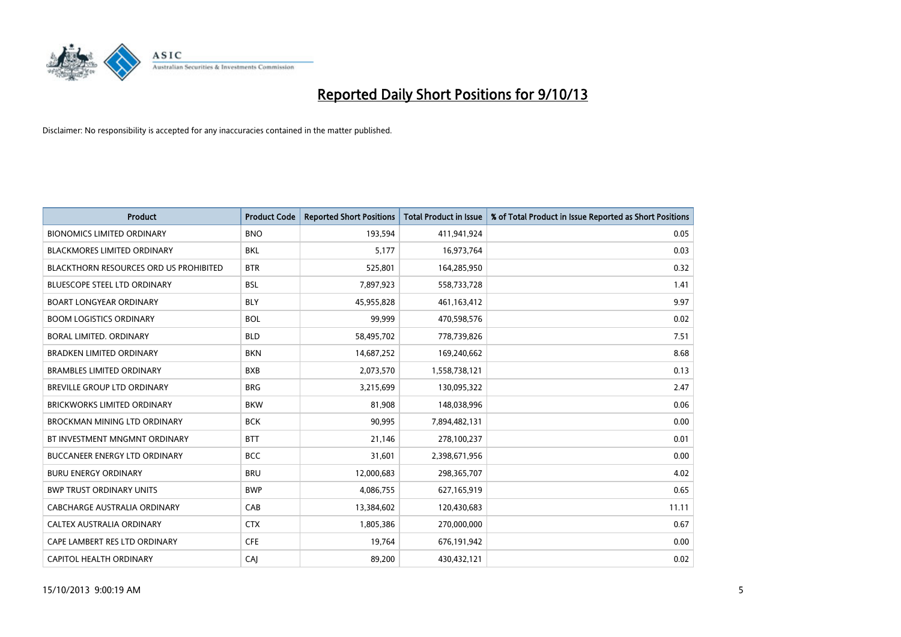# Reported Daily Short Positions for 9/10/13

Disclaimer: No responsibility is accepted for any inaccuracies contained in the matter published.

| Product | Product Code | Reported Short Positions | Total Product in Issue | % of Total Product in Issue Reported as Short Positions |
|---|---|---|---|---|
| BIONOMICS LIMITED ORDINARY | BNO | 193,594 | 411,941,924 | 0.05 |
| BLACKMORES LIMITED ORDINARY | BKL | 5,177 | 16,973,764 | 0.03 |
| BLACKTHORN RESOURCES ORD US PROHIBITED | BTR | 525,801 | 164,285,950 | 0.32 |
| BLUESCOPE STEEL LTD ORDINARY | BSL | 7,897,923 | 558,733,728 | 1.41 |
| BOART LONGYEAR ORDINARY | BLY | 45,955,828 | 461,163,412 | 9.97 |
| BOOM LOGISTICS ORDINARY | BOL | 99,999 | 470,598,576 | 0.02 |
| BORAL LIMITED. ORDINARY | BLD | 58,495,702 | 778,739,826 | 7.51 |
| BRADKEN LIMITED ORDINARY | BKN | 14,687,252 | 169,240,662 | 8.68 |
| BRAMBLES LIMITED ORDINARY | BXB | 2,073,570 | 1,558,738,121 | 0.13 |
| BREVILLE GROUP LTD ORDINARY | BRG | 3,215,699 | 130,095,322 | 2.47 |
| BRICKWORKS LIMITED ORDINARY | BKW | 81,908 | 148,038,996 | 0.06 |
| BROCKMAN MINING LTD ORDINARY | BCK | 90,995 | 7,894,482,131 | 0.00 |
| BT INVESTMENT MNGMNT ORDINARY | BTT | 21,146 | 278,100,237 | 0.01 |
| BUCCANEER ENERGY LTD ORDINARY | BCC | 31,601 | 2,398,671,956 | 0.00 |
| BURU ENERGY ORDINARY | BRU | 12,000,683 | 298,365,707 | 4.02 |
| BWP TRUST ORDINARY UNITS | BWP | 4,086,755 | 627,165,919 | 0.65 |
| CABCHARGE AUSTRALIA ORDINARY | CAB | 13,384,602 | 120,430,683 | 11.11 |
| CALTEX AUSTRALIA ORDINARY | CTX | 1,805,386 | 270,000,000 | 0.67 |
| CAPE LAMBERT RES LTD ORDINARY | CFE | 19,764 | 676,191,942 | 0.00 |
| CAPITOL HEALTH ORDINARY | CAJ | 89,200 | 430,432,121 | 0.02 |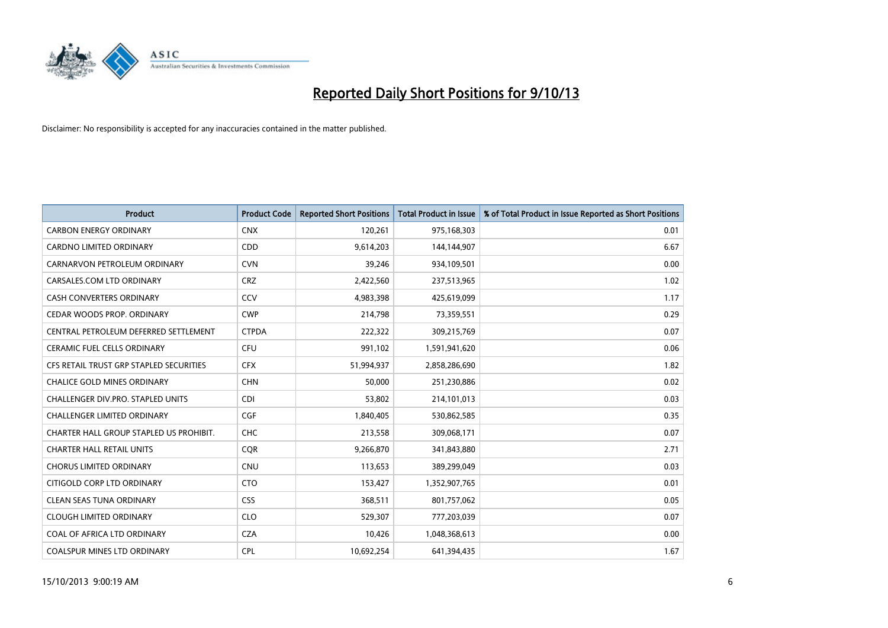# Reported Daily Short Positions for 9/10/13

Disclaimer: No responsibility is accepted for any inaccuracies contained in the matter published.

| Product | Product Code | Reported Short Positions | Total Product in Issue | % of Total Product in Issue Reported as Short Positions |
|---|---|---|---|---|
| CARBON ENERGY ORDINARY | CNX | 120,261 | 975,168,303 | 0.01 |
| CARDNO LIMITED ORDINARY | CDD | 9,614,203 | 144,144,907 | 6.67 |
| CARNARVON PETROLEUM ORDINARY | CVN | 39,246 | 934,109,501 | 0.00 |
| CARSALES.COM LTD ORDINARY | CRZ | 2,422,560 | 237,513,965 | 1.02 |
| CASH CONVERTERS ORDINARY | CCV | 4,983,398 | 425,619,099 | 1.17 |
| CEDAR WOODS PROP. ORDINARY | CWP | 214,798 | 73,359,551 | 0.29 |
| CENTRAL PETROLEUM DEFERRED SETTLEMENT | CTPDA | 222,322 | 309,215,769 | 0.07 |
| CERAMIC FUEL CELLS ORDINARY | CFU | 991,102 | 1,591,941,620 | 0.06 |
| CFS RETAIL TRUST GRP STAPLED SECURITIES | CFX | 51,994,937 | 2,858,286,690 | 1.82 |
| CHALICE GOLD MINES ORDINARY | CHN | 50,000 | 251,230,886 | 0.02 |
| CHALLENGER DIV.PRO. STAPLED UNITS | CDI | 53,802 | 214,101,013 | 0.03 |
| CHALLENGER LIMITED ORDINARY | CGF | 1,840,405 | 530,862,585 | 0.35 |
| CHARTER HALL GROUP STAPLED US PROHIBIT. | CHC | 213,558 | 309,068,171 | 0.07 |
| CHARTER HALL RETAIL UNITS | CQR | 9,266,870 | 341,843,880 | 2.71 |
| CHORUS LIMITED ORDINARY | CNU | 113,653 | 389,299,049 | 0.03 |
| CITIGOLD CORP LTD ORDINARY | CTO | 153,427 | 1,352,907,765 | 0.01 |
| CLEAN SEAS TUNA ORDINARY | CSS | 368,511 | 801,757,062 | 0.05 |
| CLOUGH LIMITED ORDINARY | CLO | 529,307 | 777,203,039 | 0.07 |
| COAL OF AFRICA LTD ORDINARY | CZA | 10,426 | 1,048,368,613 | 0.00 |
| COALSPUR MINES LTD ORDINARY | CPL | 10,692,254 | 641,394,435 | 1.67 |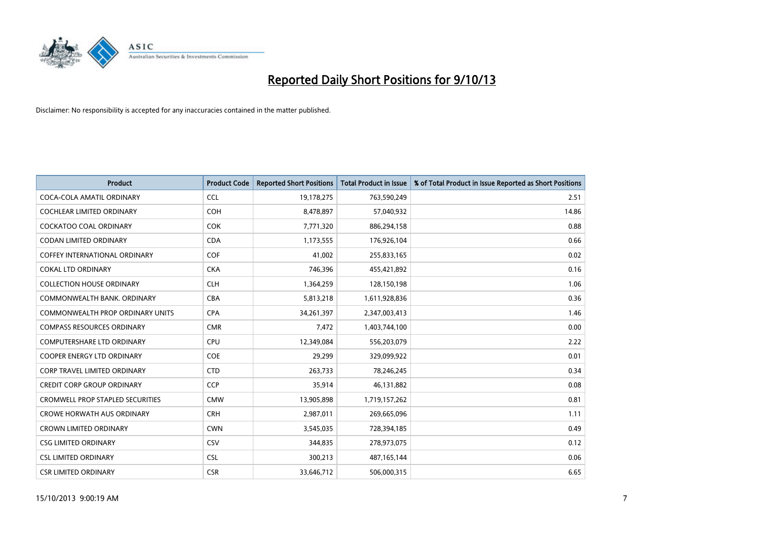# Reported Daily Short Positions for 9/10/13

Disclaimer: No responsibility is accepted for any inaccuracies contained in the matter published.

| Product | Product Code | Reported Short Positions | Total Product in Issue | % of Total Product in Issue Reported as Short Positions |
|---|---|---|---|---|
| COCA-COLA AMATIL ORDINARY | CCL | 19,178,275 | 763,590,249 | 2.51 |
| COCHLEAR LIMITED ORDINARY | COH | 8,478,897 | 57,040,932 | 14.86 |
| COCKATOO COAL ORDINARY | COK | 7,771,320 | 886,294,158 | 0.88 |
| CODAN LIMITED ORDINARY | CDA | 1,173,555 | 176,926,104 | 0.66 |
| COFFEY INTERNATIONAL ORDINARY | COF | 41,002 | 255,833,165 | 0.02 |
| COKAL LTD ORDINARY | CKA | 746,396 | 455,421,892 | 0.16 |
| COLLECTION HOUSE ORDINARY | CLH | 1,364,259 | 128,150,198 | 1.06 |
| COMMONWEALTH BANK. ORDINARY | CBA | 5,813,218 | 1,611,928,836 | 0.36 |
| COMMONWEALTH PROP ORDINARY UNITS | CPA | 34,261,397 | 2,347,003,413 | 1.46 |
| COMPASS RESOURCES ORDINARY | CMR | 7,472 | 1,403,744,100 | 0.00 |
| COMPUTERSHARE LTD ORDINARY | CPU | 12,349,084 | 556,203,079 | 2.22 |
| COOPER ENERGY LTD ORDINARY | COE | 29,299 | 329,099,922 | 0.01 |
| CORP TRAVEL LIMITED ORDINARY | CTD | 263,733 | 78,246,245 | 0.34 |
| CREDIT CORP GROUP ORDINARY | CCP | 35,914 | 46,131,882 | 0.08 |
| CROMWELL PROP STAPLED SECURITIES | CMW | 13,905,898 | 1,719,157,262 | 0.81 |
| CROWE HORWATH AUS ORDINARY | CRH | 2,987,011 | 269,665,096 | 1.11 |
| CROWN LIMITED ORDINARY | CWN | 3,545,035 | 728,394,185 | 0.49 |
| CSG LIMITED ORDINARY | CSV | 344,835 | 278,973,075 | 0.12 |
| CSL LIMITED ORDINARY | CSL | 300,213 | 487,165,144 | 0.06 |
| CSR LIMITED ORDINARY | CSR | 33,646,712 | 506,000,315 | 6.65 |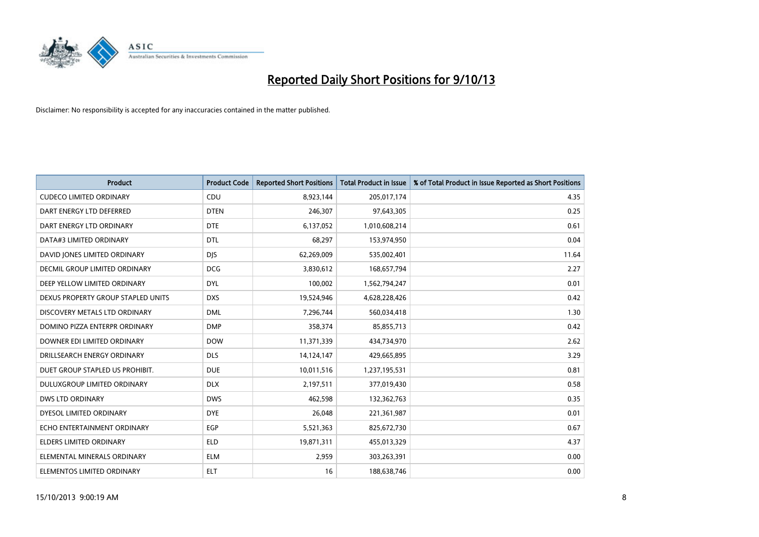# Reported Daily Short Positions for 9/10/13

Disclaimer: No responsibility is accepted for any inaccuracies contained in the matter published.

| Product | Product Code | Reported Short Positions | Total Product in Issue | % of Total Product in Issue Reported as Short Positions |
|---|---|---|---|---|
| CUDECO LIMITED ORDINARY | CDU | 8,923,144 | 205,017,174 | 4.35 |
| DART ENERGY LTD DEFERRED | DTEN | 246,307 | 97,643,305 | 0.25 |
| DART ENERGY LTD ORDINARY | DTE | 6,137,052 | 1,010,608,214 | 0.61 |
| DATA#3 LIMITED ORDINARY | DTL | 68,297 | 153,974,950 | 0.04 |
| DAVID JONES LIMITED ORDINARY | DJS | 62,269,009 | 535,002,401 | 11.64 |
| DECMIL GROUP LIMITED ORDINARY | DCG | 3,830,612 | 168,657,794 | 2.27 |
| DEEP YELLOW LIMITED ORDINARY | DYL | 100,002 | 1,562,794,247 | 0.01 |
| DEXUS PROPERTY GROUP STAPLED UNITS | DXS | 19,524,946 | 4,628,228,426 | 0.42 |
| DISCOVERY METALS LTD ORDINARY | DML | 7,296,744 | 560,034,418 | 1.30 |
| DOMINO PIZZA ENTERPR ORDINARY | DMP | 358,374 | 85,855,713 | 0.42 |
| DOWNER EDI LIMITED ORDINARY | DOW | 11,371,339 | 434,734,970 | 2.62 |
| DRILLSEARCH ENERGY ORDINARY | DLS | 14,124,147 | 429,665,895 | 3.29 |
| DUET GROUP STAPLED US PROHIBIT. | DUE | 10,011,516 | 1,237,195,531 | 0.81 |
| DULUXGROUP LIMITED ORDINARY | DLX | 2,197,511 | 377,019,430 | 0.58 |
| DWS LTD ORDINARY | DWS | 462,598 | 132,362,763 | 0.35 |
| DYESOL LIMITED ORDINARY | DYE | 26,048 | 221,361,987 | 0.01 |
| ECHO ENTERTAINMENT ORDINARY | EGP | 5,521,363 | 825,672,730 | 0.67 |
| ELDERS LIMITED ORDINARY | ELD | 19,871,311 | 455,013,329 | 4.37 |
| ELEMENTAL MINERALS ORDINARY | ELM | 2,959 | 303,263,391 | 0.00 |
| ELEMENTOS LIMITED ORDINARY | ELT | 16 | 188,638,746 | 0.00 |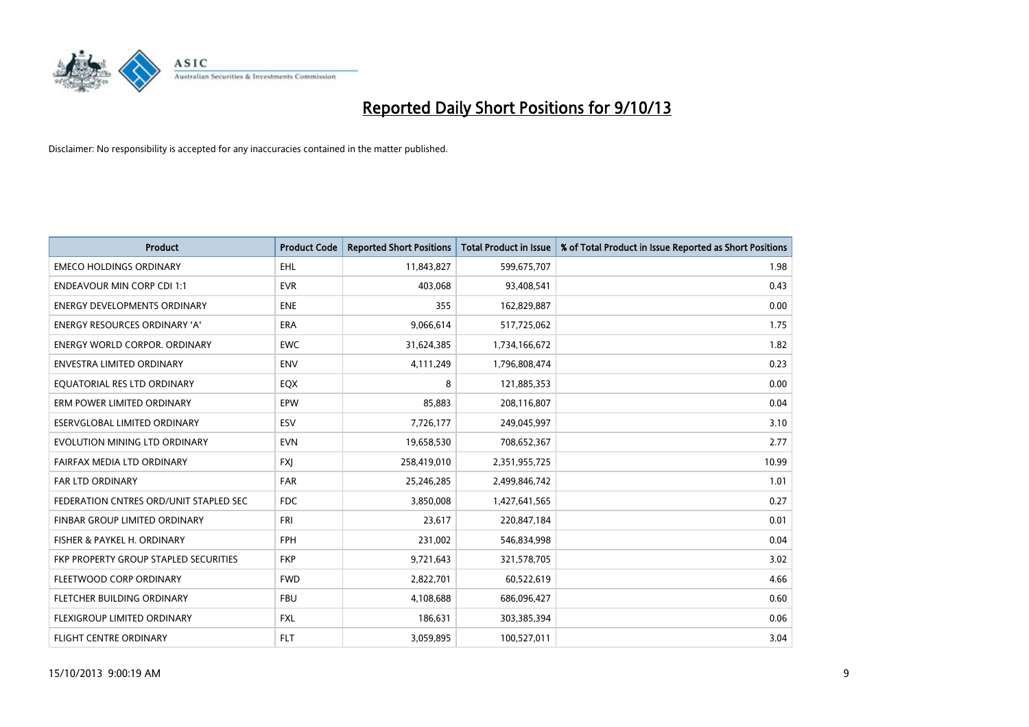# Reported Daily Short Positions for 9/10/13

Disclaimer: No responsibility is accepted for any inaccuracies contained in the matter published.

| Product | Product Code | Reported Short Positions | Total Product in Issue | % of Total Product in Issue Reported as Short Positions |
|---|---|---|---|---|
| EMECO HOLDINGS ORDINARY | EHL | 11,843,827 | 599,675,707 | 1.98 |
| ENDEAVOUR MIN CORP CDI 1:1 | EVR | 403,068 | 93,408,541 | 0.43 |
| ENERGY DEVELOPMENTS ORDINARY | ENE | 355 | 162,829,887 | 0.00 |
| ENERGY RESOURCES ORDINARY 'A' | ERA | 9,066,614 | 517,725,062 | 1.75 |
| ENERGY WORLD CORPOR. ORDINARY | EWC | 31,624,385 | 1,734,166,672 | 1.82 |
| ENVESTRA LIMITED ORDINARY | ENV | 4,111,249 | 1,796,808,474 | 0.23 |
| EQUATORIAL RES LTD ORDINARY | EQX | 8 | 121,885,353 | 0.00 |
| ERM POWER LIMITED ORDINARY | EPW | 85,883 | 208,116,807 | 0.04 |
| ESERVGLOBAL LIMITED ORDINARY | ESV | 7,726,177 | 249,045,997 | 3.10 |
| EVOLUTION MINING LTD ORDINARY | EVN | 19,658,530 | 708,652,367 | 2.77 |
| FAIRFAX MEDIA LTD ORDINARY | FXJ | 258,419,010 | 2,351,955,725 | 10.99 |
| FAR LTD ORDINARY | FAR | 25,246,285 | 2,499,846,742 | 1.01 |
| FEDERATION CNTRES ORD/UNIT STAPLED SEC | FDC | 3,850,008 | 1,427,641,565 | 0.27 |
| FINBAR GROUP LIMITED ORDINARY | FRI | 23,617 | 220,847,184 | 0.01 |
| FISHER & PAYKEL H. ORDINARY | FPH | 231,002 | 546,834,998 | 0.04 |
| FKP PROPERTY GROUP STAPLED SECURITIES | FKP | 9,721,643 | 321,578,705 | 3.02 |
| FLEETWOOD CORP ORDINARY | FWD | 2,822,701 | 60,522,619 | 4.66 |
| FLETCHER BUILDING ORDINARY | FBU | 4,108,688 | 686,096,427 | 0.60 |
| FLEXIGROUP LIMITED ORDINARY | FXL | 186,631 | 303,385,394 | 0.06 |
| FLIGHT CENTRE ORDINARY | FLT | 3,059,895 | 100,527,011 | 3.04 |

15/10/2013 9:00:19 AM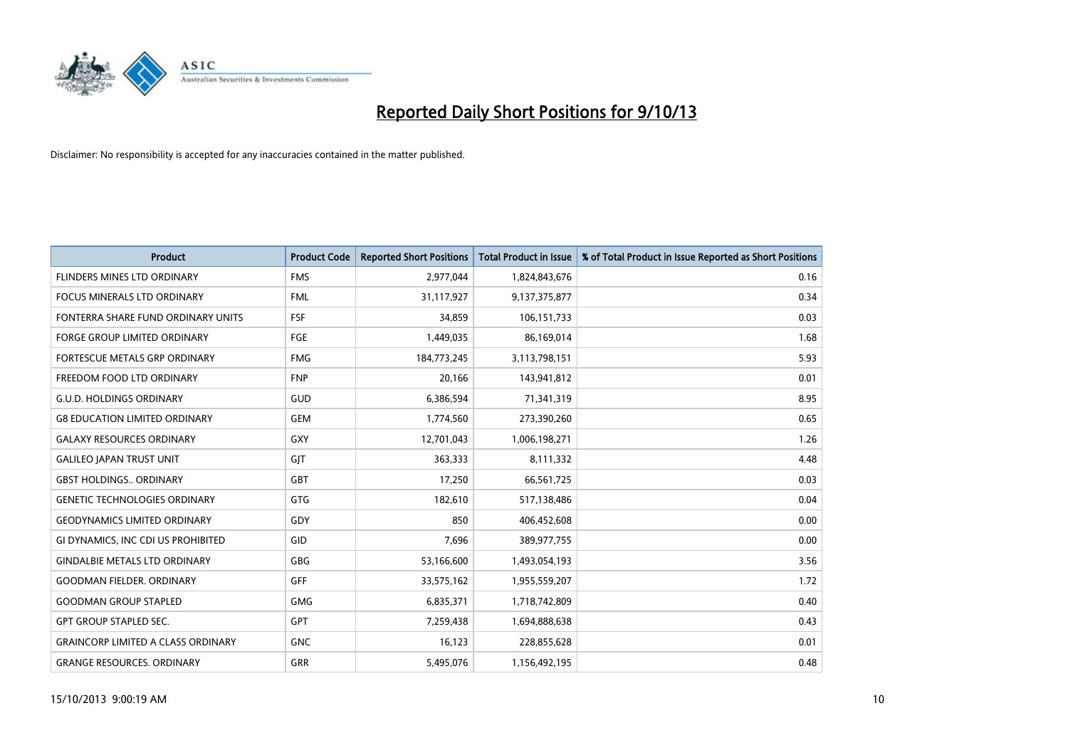# Reported Daily Short Positions for 9/10/13

Disclaimer: No responsibility is accepted for any inaccuracies contained in the matter published.

| Product | Product Code | Reported Short Positions | Total Product in Issue | % of Total Product in Issue Reported as Short Positions |
|---|---|---|---|---|
| FLINDERS MINES LTD ORDINARY | FMS | 2,977,044 | 1,824,843,676 | 0.16 |
| FOCUS MINERALS LTD ORDINARY | FML | 31,117,927 | 9,137,375,877 | 0.34 |
| FONTERRA SHARE FUND ORDINARY UNITS | FSF | 34,859 | 106,151,733 | 0.03 |
| FORGE GROUP LIMITED ORDINARY | FGE | 1,449,035 | 86,169,014 | 1.68 |
| FORTESCUE METALS GRP ORDINARY | FMG | 184,773,245 | 3,113,798,151 | 5.93 |
| FREEDOM FOOD LTD ORDINARY | FNP | 20,166 | 143,941,812 | 0.01 |
| G.U.D. HOLDINGS ORDINARY | GUD | 6,386,594 | 71,341,319 | 8.95 |
| G8 EDUCATION LIMITED ORDINARY | GEM | 1,774,560 | 273,390,260 | 0.65 |
| GALAXY RESOURCES ORDINARY | GXY | 12,701,043 | 1,006,198,271 | 1.26 |
| GALILEO JAPAN TRUST UNIT | GJT | 363,333 | 8,111,332 | 4.48 |
| GBST HOLDINGS.. ORDINARY | GBT | 17,250 | 66,561,725 | 0.03 |
| GENETIC TECHNOLOGIES ORDINARY | GTG | 182,610 | 517,138,486 | 0.04 |
| GEODYNAMICS LIMITED ORDINARY | GDY | 850 | 406,452,608 | 0.00 |
| GI DYNAMICS, INC CDI US PROHIBITED | GID | 7,696 | 389,977,755 | 0.00 |
| GINDALBIE METALS LTD ORDINARY | GBG | 53,166,600 | 1,493,054,193 | 3.56 |
| GOODMAN FIELDER. ORDINARY | GFF | 33,575,162 | 1,955,559,207 | 1.72 |
| GOODMAN GROUP STAPLED | GMG | 6,835,371 | 1,718,742,809 | 0.40 |
| GPT GROUP STAPLED SEC. | GPT | 7,259,438 | 1,694,888,638 | 0.43 |
| GRAINCORP LIMITED A CLASS ORDINARY | GNC | 16,123 | 228,855,628 | 0.01 |
| GRANGE RESOURCES. ORDINARY | GRR | 5,495,076 | 1,156,492,195 | 0.48 |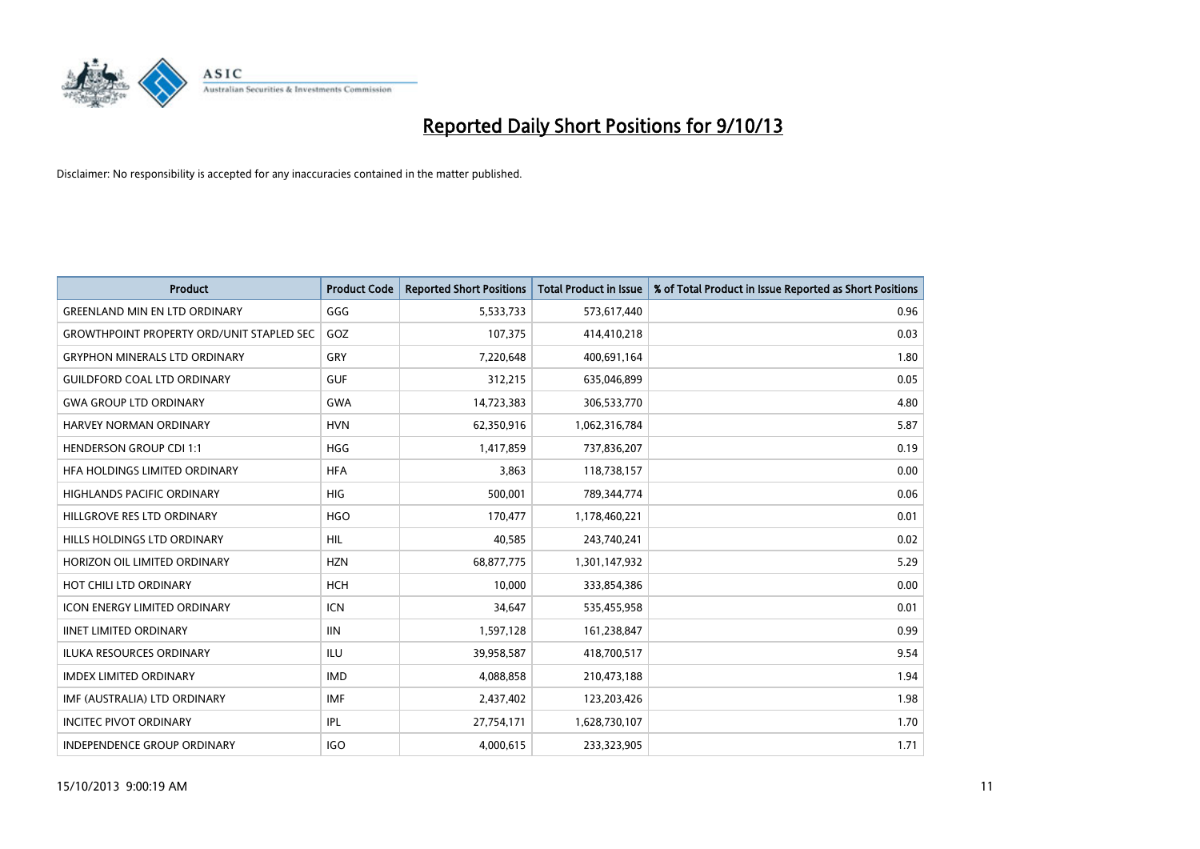# Reported Daily Short Positions for 9/10/13

Disclaimer: No responsibility is accepted for any inaccuracies contained in the matter published.

| Product | Product Code | Reported Short Positions | Total Product in Issue | % of Total Product in Issue Reported as Short Positions |
|---|---|---|---|---|
| GREENLAND MIN EN LTD ORDINARY | GGG | 5,533,733 | 573,617,440 | 0.96 |
| GROWTHPOINT PROPERTY ORD/UNIT STAPLED SEC | GOZ | 107,375 | 414,410,218 | 0.03 |
| GRYPHON MINERALS LTD ORDINARY | GRY | 7,220,648 | 400,691,164 | 1.80 |
| GUILDFORD COAL LTD ORDINARY | GUF | 312,215 | 635,046,899 | 0.05 |
| GWA GROUP LTD ORDINARY | GWA | 14,723,383 | 306,533,770 | 4.80 |
| HARVEY NORMAN ORDINARY | HVN | 62,350,916 | 1,062,316,784 | 5.87 |
| HENDERSON GROUP CDI 1:1 | HGG | 1,417,859 | 737,836,207 | 0.19 |
| HFA HOLDINGS LIMITED ORDINARY | HFA | 3,863 | 118,738,157 | 0.00 |
| HIGHLANDS PACIFIC ORDINARY | HIG | 500,001 | 789,344,774 | 0.06 |
| HILLGROVE RES LTD ORDINARY | HGO | 170,477 | 1,178,460,221 | 0.01 |
| HILLS HOLDINGS LTD ORDINARY | HIL | 40,585 | 243,740,241 | 0.02 |
| HORIZON OIL LIMITED ORDINARY | HZN | 68,877,775 | 1,301,147,932 | 5.29 |
| HOT CHILI LTD ORDINARY | HCH | 10,000 | 333,854,386 | 0.00 |
| ICON ENERGY LIMITED ORDINARY | ICN | 34,647 | 535,455,958 | 0.01 |
| IINET LIMITED ORDINARY | IIN | 1,597,128 | 161,238,847 | 0.99 |
| ILUKA RESOURCES ORDINARY | ILU | 39,958,587 | 418,700,517 | 9.54 |
| IMDEX LIMITED ORDINARY | IMD | 4,088,858 | 210,473,188 | 1.94 |
| IMF (AUSTRALIA) LTD ORDINARY | IMF | 2,437,402 | 123,203,426 | 1.98 |
| INCITEC PIVOT ORDINARY | IPL | 27,754,171 | 1,628,730,107 | 1.70 |
| INDEPENDENCE GROUP ORDINARY | IGO | 4,000,615 | 233,323,905 | 1.71 |

15/10/2013 9:00:19 AM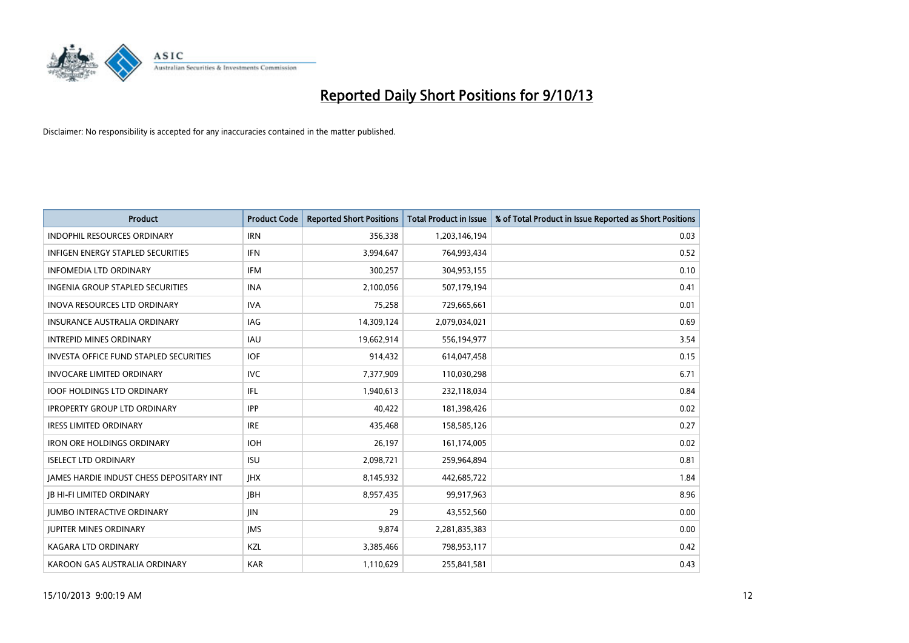# Reported Daily Short Positions for 9/10/13

Disclaimer: No responsibility is accepted for any inaccuracies contained in the matter published.

| Product | Product Code | Reported Short Positions | Total Product in Issue | % of Total Product in Issue Reported as Short Positions |
|---|---|---|---|---|
| INDOPHIL RESOURCES ORDINARY | IRN | 356,338 | 1,203,146,194 | 0.03 |
| INFIGEN ENERGY STAPLED SECURITIES | IFN | 3,994,647 | 764,993,434 | 0.52 |
| INFOMEDIA LTD ORDINARY | IFM | 300,257 | 304,953,155 | 0.10 |
| INGENIA GROUP STAPLED SECURITIES | INA | 2,100,056 | 507,179,194 | 0.41 |
| INOVA RESOURCES LTD ORDINARY | IVA | 75,258 | 729,665,661 | 0.01 |
| INSURANCE AUSTRALIA ORDINARY | IAG | 14,309,124 | 2,079,034,021 | 0.69 |
| INTREPID MINES ORDINARY | IAU | 19,662,914 | 556,194,977 | 3.54 |
| INVESTA OFFICE FUND STAPLED SECURITIES | IOF | 914,432 | 614,047,458 | 0.15 |
| INVOCARE LIMITED ORDINARY | IVC | 7,377,909 | 110,030,298 | 6.71 |
| IOOF HOLDINGS LTD ORDINARY | IFL | 1,940,613 | 232,118,034 | 0.84 |
| IPROPERTY GROUP LTD ORDINARY | IPP | 40,422 | 181,398,426 | 0.02 |
| IRESS LIMITED ORDINARY | IRE | 435,468 | 158,585,126 | 0.27 |
| IRON ORE HOLDINGS ORDINARY | IOH | 26,197 | 161,174,005 | 0.02 |
| ISELECT LTD ORDINARY | ISU | 2,098,721 | 259,964,894 | 0.81 |
| JAMES HARDIE INDUST CHESS DEPOSITARY INT | JHX | 8,145,932 | 442,685,722 | 1.84 |
| JB HI-FI LIMITED ORDINARY | JBH | 8,957,435 | 99,917,963 | 8.96 |
| JUMBO INTERACTIVE ORDINARY | JIN | 29 | 43,552,560 | 0.00 |
| JUPITER MINES ORDINARY | JMS | 9,874 | 2,281,835,383 | 0.00 |
| KAGARA LTD ORDINARY | KZL | 3,385,466 | 798,953,117 | 0.42 |
| KAROON GAS AUSTRALIA ORDINARY | KAR | 1,110,629 | 255,841,581 | 0.43 |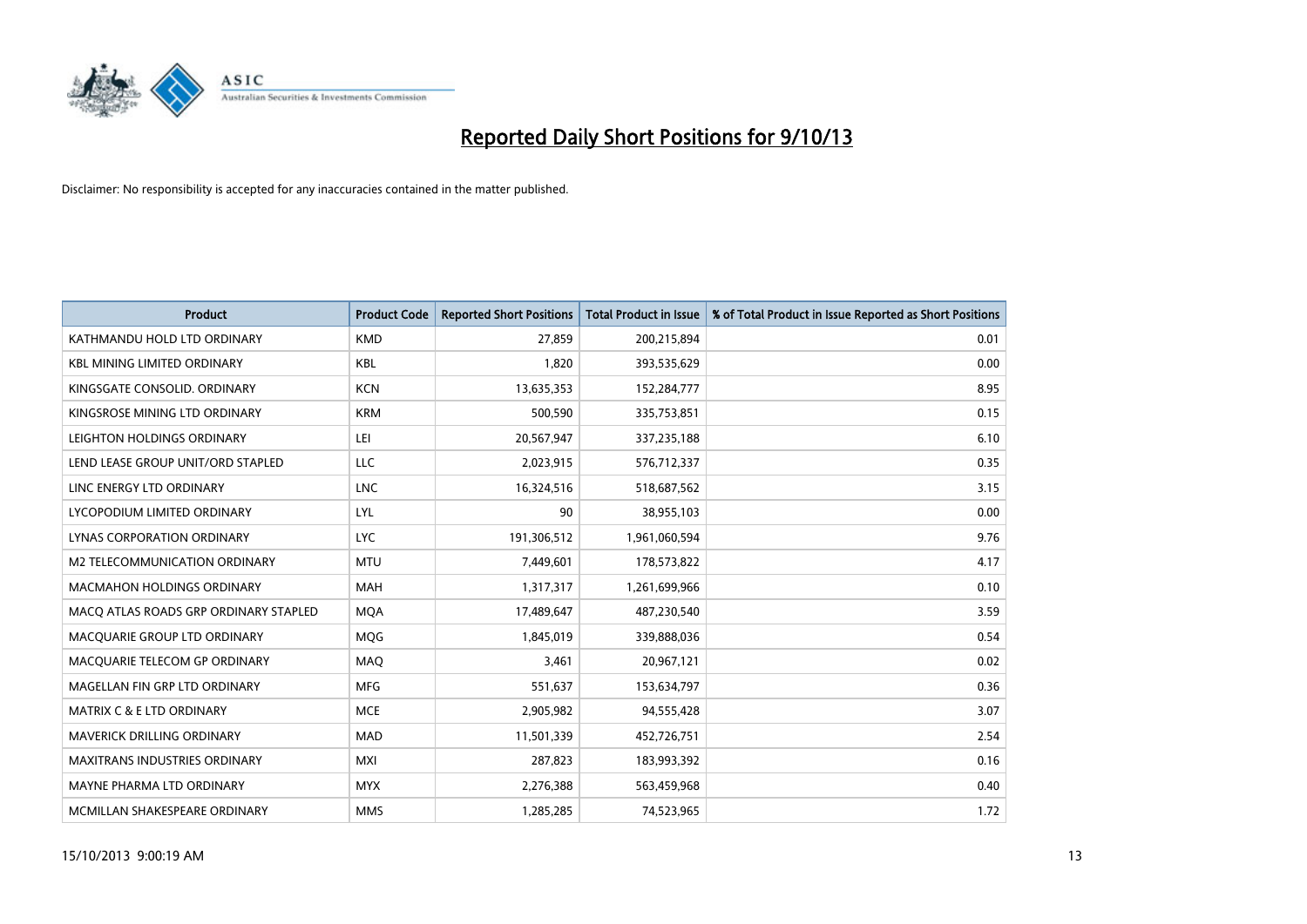# Reported Daily Short Positions for 9/10/13

Disclaimer: No responsibility is accepted for any inaccuracies contained in the matter published.

| Product | Product Code | Reported Short Positions | Total Product in Issue | % of Total Product in Issue Reported as Short Positions |
|---|---|---|---|---|
| KATHMANDU HOLD LTD ORDINARY | KMD | 27,859 | 200,215,894 | 0.01 |
| KBL MINING LIMITED ORDINARY | KBL | 1,820 | 393,535,629 | 0.00 |
| KINGSGATE CONSOLID. ORDINARY | KCN | 13,635,353 | 152,284,777 | 8.95 |
| KINGSROSE MINING LTD ORDINARY | KRM | 500,590 | 335,753,851 | 0.15 |
| LEIGHTON HOLDINGS ORDINARY | LEI | 20,567,947 | 337,235,188 | 6.10 |
| LEND LEASE GROUP UNIT/ORD STAPLED | LLC | 2,023,915 | 576,712,337 | 0.35 |
| LINC ENERGY LTD ORDINARY | LNC | 16,324,516 | 518,687,562 | 3.15 |
| LYCOPODIUM LIMITED ORDINARY | LYL | 90 | 38,955,103 | 0.00 |
| LYNAS CORPORATION ORDINARY | LYC | 191,306,512 | 1,961,060,594 | 9.76 |
| M2 TELECOMMUNICATION ORDINARY | MTU | 7,449,601 | 178,573,822 | 4.17 |
| MACMAHON HOLDINGS ORDINARY | MAH | 1,317,317 | 1,261,699,966 | 0.10 |
| MACQ ATLAS ROADS GRP ORDINARY STAPLED | MQA | 17,489,647 | 487,230,540 | 3.59 |
| MACQUARIE GROUP LTD ORDINARY | MQG | 1,845,019 | 339,888,036 | 0.54 |
| MACQUARIE TELECOM GP ORDINARY | MAQ | 3,461 | 20,967,121 | 0.02 |
| MAGELLAN FIN GRP LTD ORDINARY | MFG | 551,637 | 153,634,797 | 0.36 |
| MATRIX C & E LTD ORDINARY | MCE | 2,905,982 | 94,555,428 | 3.07 |
| MAVERICK DRILLING ORDINARY | MAD | 11,501,339 | 452,726,751 | 2.54 |
| MAXITRANS INDUSTRIES ORDINARY | MXI | 287,823 | 183,993,392 | 0.16 |
| MAYNE PHARMA LTD ORDINARY | MYX | 2,276,388 | 563,459,968 | 0.40 |
| MCMILLAN SHAKESPEARE ORDINARY | MMS | 1,285,285 | 74,523,965 | 1.72 |

15/10/2013 9:00:19 AM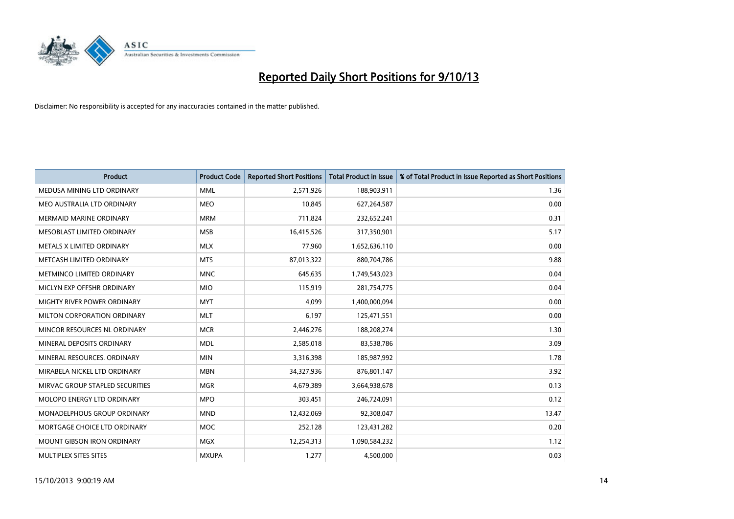# Reported Daily Short Positions for 9/10/13

Disclaimer: No responsibility is accepted for any inaccuracies contained in the matter published.

| Product | Product Code | Reported Short Positions | Total Product in Issue | % of Total Product in Issue Reported as Short Positions |
| --- | --- | --- | --- | --- |
| MEDUSA MINING LTD ORDINARY | MML | 2,571,926 | 188,903,911 | 1.36 |
| MEO AUSTRALIA LTD ORDINARY | MEO | 10,845 | 627,264,587 | 0.00 |
| MERMAID MARINE ORDINARY | MRM | 711,824 | 232,652,241 | 0.31 |
| MESOBLAST LIMITED ORDINARY | MSB | 16,415,526 | 317,350,901 | 5.17 |
| METALS X LIMITED ORDINARY | MLX | 77,960 | 1,652,636,110 | 0.00 |
| METCASH LIMITED ORDINARY | MTS | 87,013,322 | 880,704,786 | 9.88 |
| METMINCO LIMITED ORDINARY | MNC | 645,635 | 1,749,543,023 | 0.04 |
| MICLYN EXP OFFSHR ORDINARY | MIO | 115,919 | 281,754,775 | 0.04 |
| MIGHTY RIVER POWER ORDINARY | MYT | 4,099 | 1,400,000,094 | 0.00 |
| MILTON CORPORATION ORDINARY | MLT | 6,197 | 125,471,551 | 0.00 |
| MINCOR RESOURCES NL ORDINARY | MCR | 2,446,276 | 188,208,274 | 1.30 |
| MINERAL DEPOSITS ORDINARY | MDL | 2,585,018 | 83,538,786 | 3.09 |
| MINERAL RESOURCES. ORDINARY | MIN | 3,316,398 | 185,987,992 | 1.78 |
| MIRABELA NICKEL LTD ORDINARY | MBN | 34,327,936 | 876,801,147 | 3.92 |
| MIRVAC GROUP STAPLED SECURITIES | MGR | 4,679,389 | 3,664,938,678 | 0.13 |
| MOLOPO ENERGY LTD ORDINARY | MPO | 303,451 | 246,724,091 | 0.12 |
| MONADELPHOUS GROUP ORDINARY | MND | 12,432,069 | 92,308,047 | 13.47 |
| MORTGAGE CHOICE LTD ORDINARY | MOC | 252,128 | 123,431,282 | 0.20 |
| MOUNT GIBSON IRON ORDINARY | MGX | 12,254,313 | 1,090,584,232 | 1.12 |
| MULTIPLEX SITES SITES | MXUPA | 1,277 | 4,500,000 | 0.03 |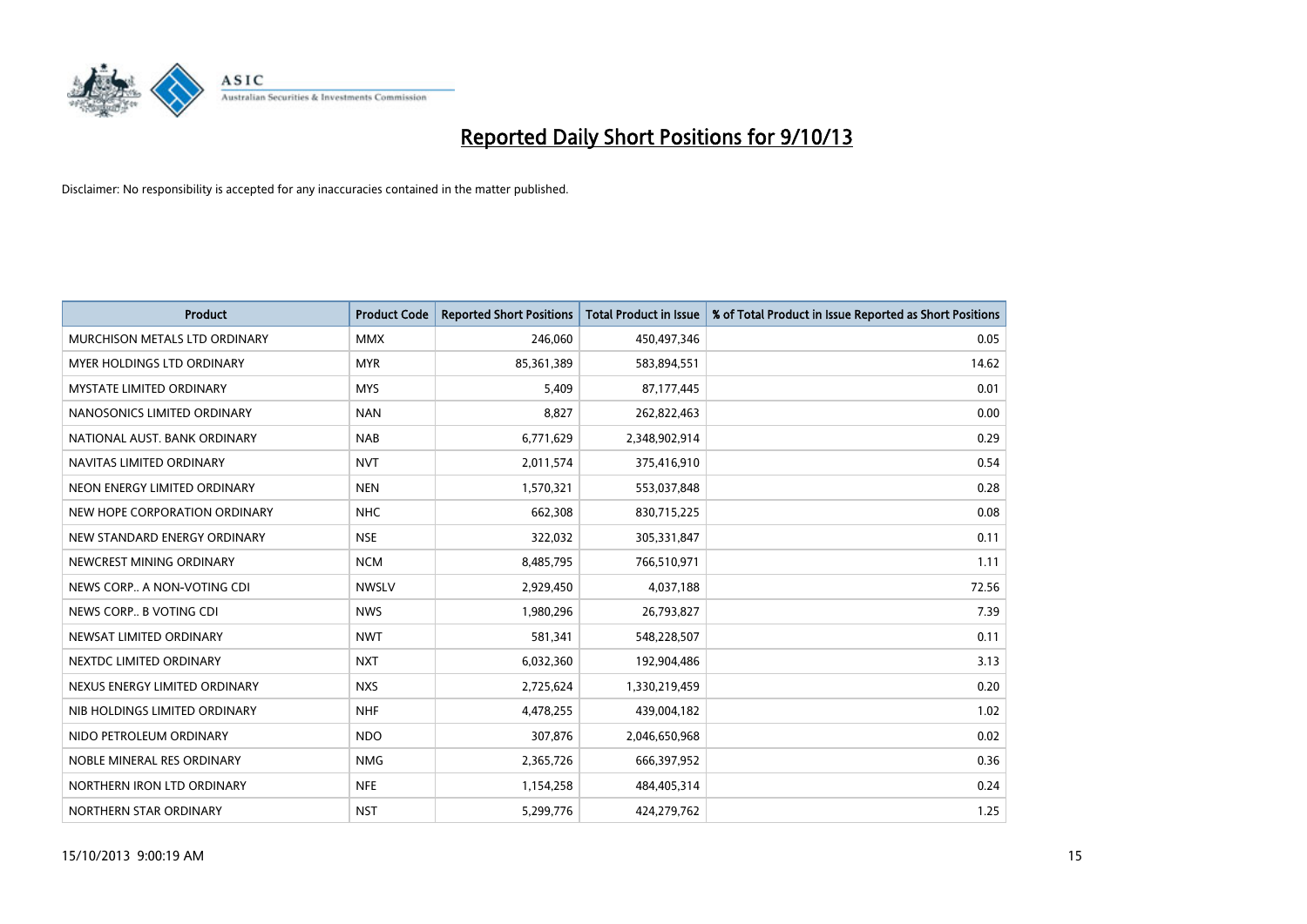# Reported Daily Short Positions for 9/10/13

Disclaimer: No responsibility is accepted for any inaccuracies contained in the matter published.

| Product | Product Code | Reported Short Positions | Total Product in Issue | % of Total Product in Issue Reported as Short Positions |
|---|---|---|---|---|
| MURCHISON METALS LTD ORDINARY | MMX | 246,060 | 450,497,346 | 0.05 |
| MYER HOLDINGS LTD ORDINARY | MYR | 85,361,389 | 583,894,551 | 14.62 |
| MYSTATE LIMITED ORDINARY | MYS | 5,409 | 87,177,445 | 0.01 |
| NANOSONICS LIMITED ORDINARY | NAN | 8,827 | 262,822,463 | 0.00 |
| NATIONAL AUST. BANK ORDINARY | NAB | 6,771,629 | 2,348,902,914 | 0.29 |
| NAVITAS LIMITED ORDINARY | NVT | 2,011,574 | 375,416,910 | 0.54 |
| NEON ENERGY LIMITED ORDINARY | NEN | 1,570,321 | 553,037,848 | 0.28 |
| NEW HOPE CORPORATION ORDINARY | NHC | 662,308 | 830,715,225 | 0.08 |
| NEW STANDARD ENERGY ORDINARY | NSE | 322,032 | 305,331,847 | 0.11 |
| NEWCREST MINING ORDINARY | NCM | 8,485,795 | 766,510,971 | 1.11 |
| NEWS CORP.. A NON-VOTING CDI | NWSLV | 2,929,450 | 4,037,188 | 72.56 |
| NEWS CORP.. B VOTING CDI | NWS | 1,980,296 | 26,793,827 | 7.39 |
| NEWSAT LIMITED ORDINARY | NWT | 581,341 | 548,228,507 | 0.11 |
| NEXTDC LIMITED ORDINARY | NXT | 6,032,360 | 192,904,486 | 3.13 |
| NEXUS ENERGY LIMITED ORDINARY | NXS | 2,725,624 | 1,330,219,459 | 0.20 |
| NIB HOLDINGS LIMITED ORDINARY | NHF | 4,478,255 | 439,004,182 | 1.02 |
| NIDO PETROLEUM ORDINARY | NDO | 307,876 | 2,046,650,968 | 0.02 |
| NOBLE MINERAL RES ORDINARY | NMG | 2,365,726 | 666,397,952 | 0.36 |
| NORTHERN IRON LTD ORDINARY | NFE | 1,154,258 | 484,405,314 | 0.24 |
| NORTHERN STAR ORDINARY | NST | 5,299,776 | 424,279,762 | 1.25 |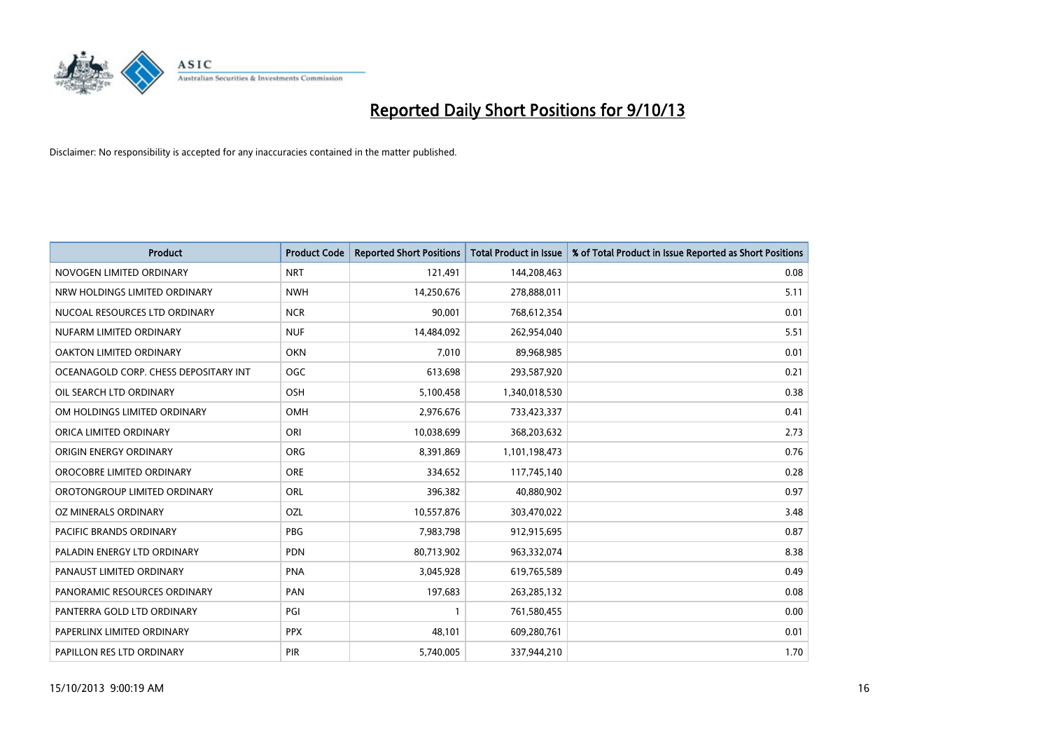# Reported Daily Short Positions for 9/10/13

Disclaimer: No responsibility is accepted for any inaccuracies contained in the matter published.

| Product | Product Code | Reported Short Positions | Total Product in Issue | % of Total Product in Issue Reported as Short Positions |
|---|---|---|---|---|
| NOVOGEN LIMITED ORDINARY | NRT | 121,491 | 144,208,463 | 0.08 |
| NRW HOLDINGS LIMITED ORDINARY | NWH | 14,250,676 | 278,888,011 | 5.11 |
| NUCOAL RESOURCES LTD ORDINARY | NCR | 90,001 | 768,612,354 | 0.01 |
| NUFARM LIMITED ORDINARY | NUF | 14,484,092 | 262,954,040 | 5.51 |
| OAKTON LIMITED ORDINARY | OKN | 7,010 | 89,968,985 | 0.01 |
| OCEANAGOLD CORP. CHESS DEPOSITARY INT | OGC | 613,698 | 293,587,920 | 0.21 |
| OIL SEARCH LTD ORDINARY | OSH | 5,100,458 | 1,340,018,530 | 0.38 |
| OM HOLDINGS LIMITED ORDINARY | OMH | 2,976,676 | 733,423,337 | 0.41 |
| ORICA LIMITED ORDINARY | ORI | 10,038,699 | 368,203,632 | 2.73 |
| ORIGIN ENERGY ORDINARY | ORG | 8,391,869 | 1,101,198,473 | 0.76 |
| OROCOBRE LIMITED ORDINARY | ORE | 334,652 | 117,745,140 | 0.28 |
| OROTONGROUP LIMITED ORDINARY | ORL | 396,382 | 40,880,902 | 0.97 |
| OZ MINERALS ORDINARY | OZL | 10,557,876 | 303,470,022 | 3.48 |
| PACIFIC BRANDS ORDINARY | PBG | 7,983,798 | 912,915,695 | 0.87 |
| PALADIN ENERGY LTD ORDINARY | PDN | 80,713,902 | 963,332,074 | 8.38 |
| PANAUST LIMITED ORDINARY | PNA | 3,045,928 | 619,765,589 | 0.49 |
| PANORAMIC RESOURCES ORDINARY | PAN | 197,683 | 263,285,132 | 0.08 |
| PANTERRA GOLD LTD ORDINARY | PGI | 1 | 761,580,455 | 0.00 |
| PAPERLINX LIMITED ORDINARY | PPX | 48,101 | 609,280,761 | 0.01 |
| PAPILLON RES LTD ORDINARY | PIR | 5,740,005 | 337,944,210 | 1.70 |

15/10/2013 9:00:19 AM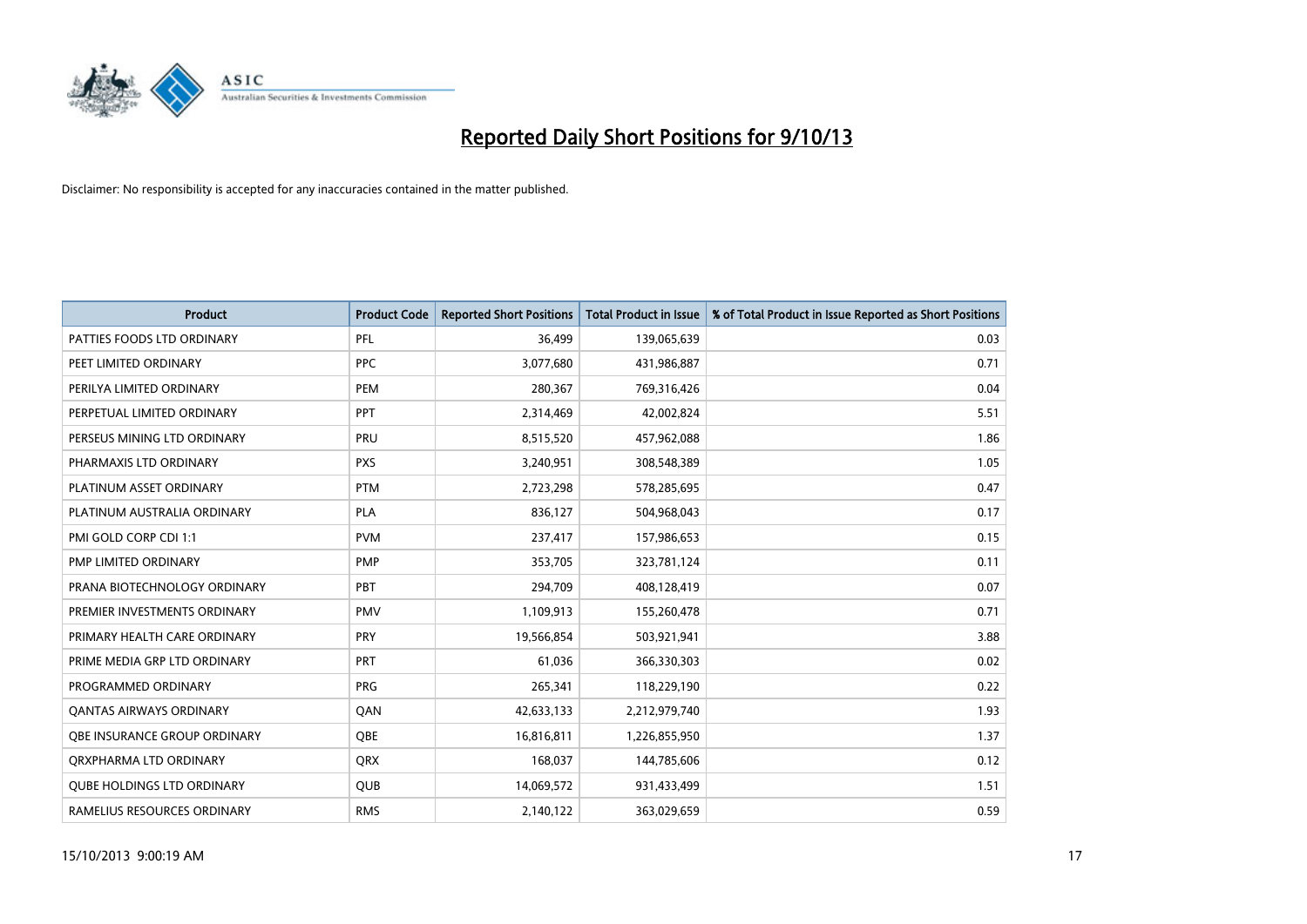# Reported Daily Short Positions for 9/10/13

Disclaimer: No responsibility is accepted for any inaccuracies contained in the matter published.

| Product | Product Code | Reported Short Positions | Total Product in Issue | % of Total Product in Issue Reported as Short Positions |
|---|---|---|---|---|
| PATTIES FOODS LTD ORDINARY | PFL | 36,499 | 139,065,639 | 0.03 |
| PEET LIMITED ORDINARY | PPC | 3,077,680 | 431,986,887 | 0.71 |
| PERILYA LIMITED ORDINARY | PEM | 280,367 | 769,316,426 | 0.04 |
| PERPETUAL LIMITED ORDINARY | PPT | 2,314,469 | 42,002,824 | 5.51 |
| PERSEUS MINING LTD ORDINARY | PRU | 8,515,520 | 457,962,088 | 1.86 |
| PHARMAXIS LTD ORDINARY | PXS | 3,240,951 | 308,548,389 | 1.05 |
| PLATINUM ASSET ORDINARY | PTM | 2,723,298 | 578,285,695 | 0.47 |
| PLATINUM AUSTRALIA ORDINARY | PLA | 836,127 | 504,968,043 | 0.17 |
| PMI GOLD CORP CDI 1:1 | PVM | 237,417 | 157,986,653 | 0.15 |
| PMP LIMITED ORDINARY | PMP | 353,705 | 323,781,124 | 0.11 |
| PRANA BIOTECHNOLOGY ORDINARY | PBT | 294,709 | 408,128,419 | 0.07 |
| PREMIER INVESTMENTS ORDINARY | PMV | 1,109,913 | 155,260,478 | 0.71 |
| PRIMARY HEALTH CARE ORDINARY | PRY | 19,566,854 | 503,921,941 | 3.88 |
| PRIME MEDIA GRP LTD ORDINARY | PRT | 61,036 | 366,330,303 | 0.02 |
| PROGRAMMED ORDINARY | PRG | 265,341 | 118,229,190 | 0.22 |
| QANTAS AIRWAYS ORDINARY | QAN | 42,633,133 | 2,212,979,740 | 1.93 |
| QBE INSURANCE GROUP ORDINARY | QBE | 16,816,811 | 1,226,855,950 | 1.37 |
| QRXPHARMA LTD ORDINARY | QRX | 168,037 | 144,785,606 | 0.12 |
| QUBE HOLDINGS LTD ORDINARY | QUB | 14,069,572 | 931,433,499 | 1.51 |
| RAMELIUS RESOURCES ORDINARY | RMS | 2,140,122 | 363,029,659 | 0.59 |

15/10/2013 9:00:19 AM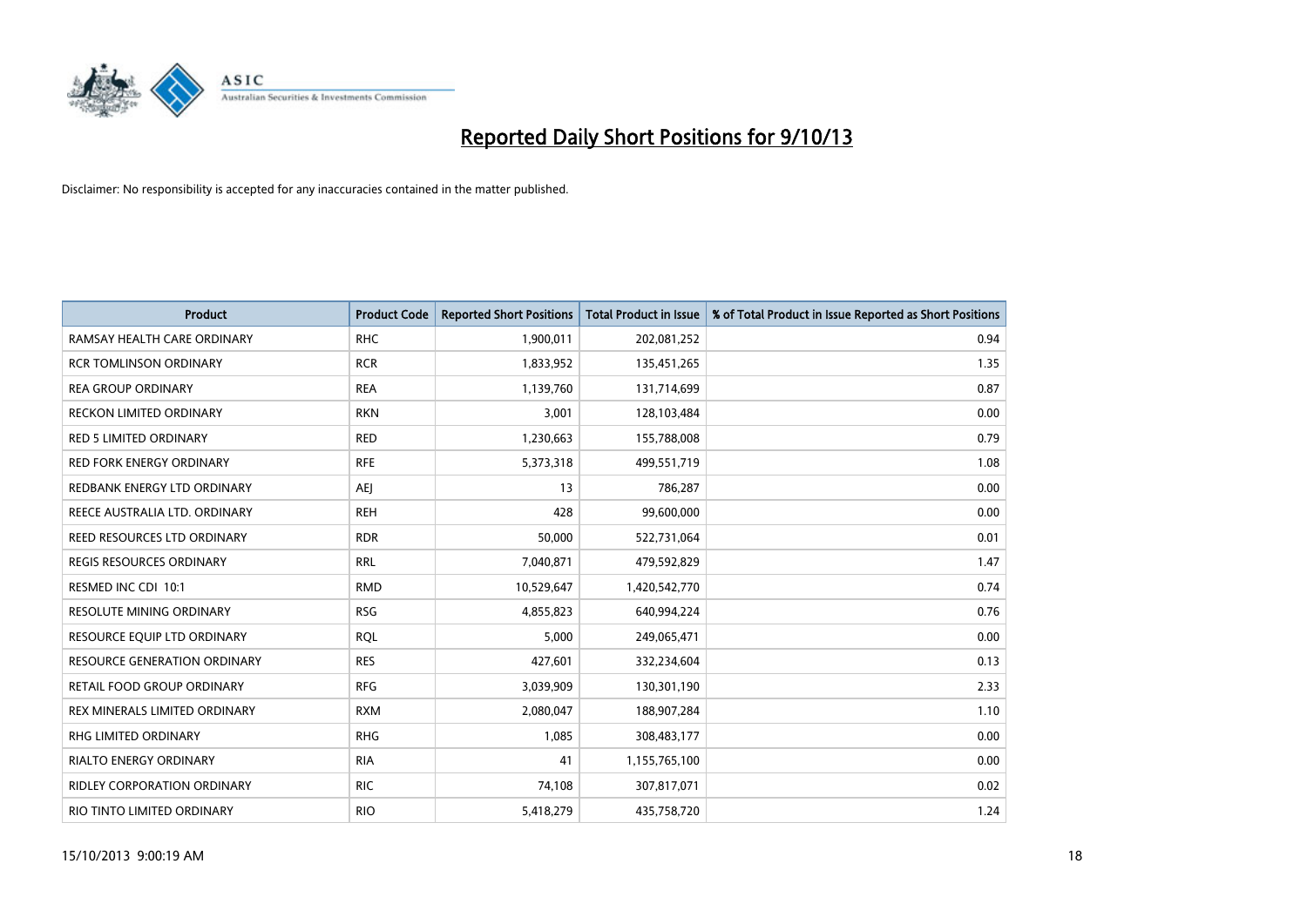# Reported Daily Short Positions for 9/10/13

Disclaimer: No responsibility is accepted for any inaccuracies contained in the matter published.

| Product | Product Code | Reported Short Positions | Total Product in Issue | % of Total Product in Issue Reported as Short Positions |
|---|---|---|---|---|
| RAMSAY HEALTH CARE ORDINARY | RHC | 1,900,011 | 202,081,252 | 0.94 |
| RCR TOMLINSON ORDINARY | RCR | 1,833,952 | 135,451,265 | 1.35 |
| REA GROUP ORDINARY | REA | 1,139,760 | 131,714,699 | 0.87 |
| RECKON LIMITED ORDINARY | RKN | 3,001 | 128,103,484 | 0.00 |
| RED 5 LIMITED ORDINARY | RED | 1,230,663 | 155,788,008 | 0.79 |
| RED FORK ENERGY ORDINARY | RFE | 5,373,318 | 499,551,719 | 1.08 |
| REDBANK ENERGY LTD ORDINARY | AEJ | 13 | 786,287 | 0.00 |
| REECE AUSTRALIA LTD. ORDINARY | REH | 428 | 99,600,000 | 0.00 |
| REED RESOURCES LTD ORDINARY | RDR | 50,000 | 522,731,064 | 0.01 |
| REGIS RESOURCES ORDINARY | RRL | 7,040,871 | 479,592,829 | 1.47 |
| RESMED INC CDI 10:1 | RMD | 10,529,647 | 1,420,542,770 | 0.74 |
| RESOLUTE MINING ORDINARY | RSG | 4,855,823 | 640,994,224 | 0.76 |
| RESOURCE EQUIP LTD ORDINARY | RQL | 5,000 | 249,065,471 | 0.00 |
| RESOURCE GENERATION ORDINARY | RES | 427,601 | 332,234,604 | 0.13 |
| RETAIL FOOD GROUP ORDINARY | RFG | 3,039,909 | 130,301,190 | 2.33 |
| REX MINERALS LIMITED ORDINARY | RXM | 2,080,047 | 188,907,284 | 1.10 |
| RHG LIMITED ORDINARY | RHG | 1,085 | 308,483,177 | 0.00 |
| RIALTO ENERGY ORDINARY | RIA | 41 | 1,155,765,100 | 0.00 |
| RIDLEY CORPORATION ORDINARY | RIC | 74,108 | 307,817,071 | 0.02 |
| RIO TINTO LIMITED ORDINARY | RIO | 5,418,279 | 435,758,720 | 1.24 |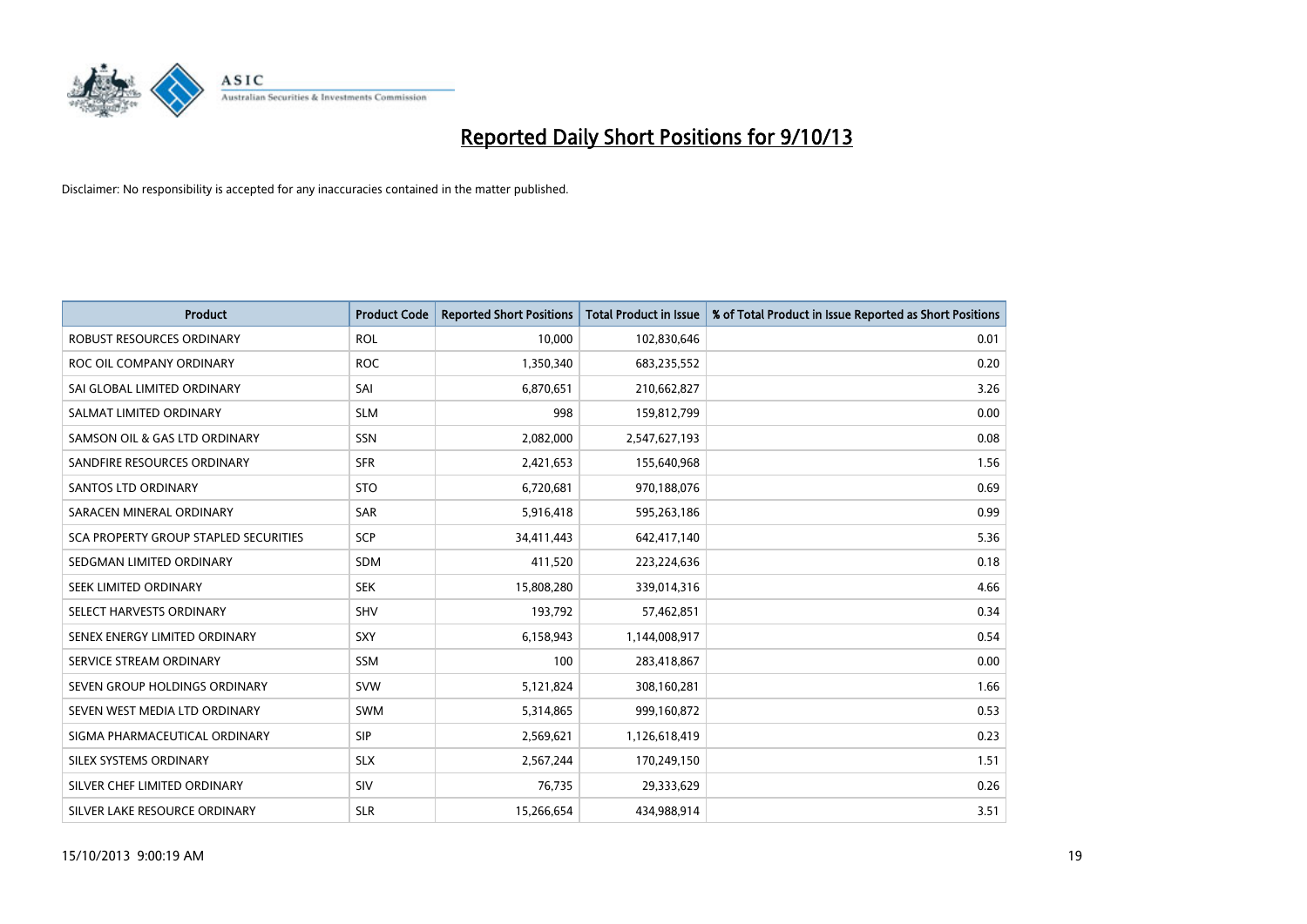# Reported Daily Short Positions for 9/10/13

Disclaimer: No responsibility is accepted for any inaccuracies contained in the matter published.

| Product | Product Code | Reported Short Positions | Total Product in Issue | % of Total Product in Issue Reported as Short Positions |
| --- | --- | --- | --- | --- |
| ROBUST RESOURCES ORDINARY | ROL | 10,000 | 102,830,646 | 0.01 |
| ROC OIL COMPANY ORDINARY | ROC | 1,350,340 | 683,235,552 | 0.20 |
| SAI GLOBAL LIMITED ORDINARY | SAI | 6,870,651 | 210,662,827 | 3.26 |
| SALMAT LIMITED ORDINARY | SLM | 998 | 159,812,799 | 0.00 |
| SAMSON OIL & GAS LTD ORDINARY | SSN | 2,082,000 | 2,547,627,193 | 0.08 |
| SANDFIRE RESOURCES ORDINARY | SFR | 2,421,653 | 155,640,968 | 1.56 |
| SANTOS LTD ORDINARY | STO | 6,720,681 | 970,188,076 | 0.69 |
| SARACEN MINERAL ORDINARY | SAR | 5,916,418 | 595,263,186 | 0.99 |
| SCA PROPERTY GROUP STAPLED SECURITIES | SCP | 34,411,443 | 642,417,140 | 5.36 |
| SEDGMAN LIMITED ORDINARY | SDM | 411,520 | 223,224,636 | 0.18 |
| SEEK LIMITED ORDINARY | SEK | 15,808,280 | 339,014,316 | 4.66 |
| SELECT HARVESTS ORDINARY | SHV | 193,792 | 57,462,851 | 0.34 |
| SENEX ENERGY LIMITED ORDINARY | SXY | 6,158,943 | 1,144,008,917 | 0.54 |
| SERVICE STREAM ORDINARY | SSM | 100 | 283,418,867 | 0.00 |
| SEVEN GROUP HOLDINGS ORDINARY | SVW | 5,121,824 | 308,160,281 | 1.66 |
| SEVEN WEST MEDIA LTD ORDINARY | SWM | 5,314,865 | 999,160,872 | 0.53 |
| SIGMA PHARMACEUTICAL ORDINARY | SIP | 2,569,621 | 1,126,618,419 | 0.23 |
| SILEX SYSTEMS ORDINARY | SLX | 2,567,244 | 170,249,150 | 1.51 |
| SILVER CHEF LIMITED ORDINARY | SIV | 76,735 | 29,333,629 | 0.26 |
| SILVER LAKE RESOURCE ORDINARY | SLR | 15,266,654 | 434,988,914 | 3.51 |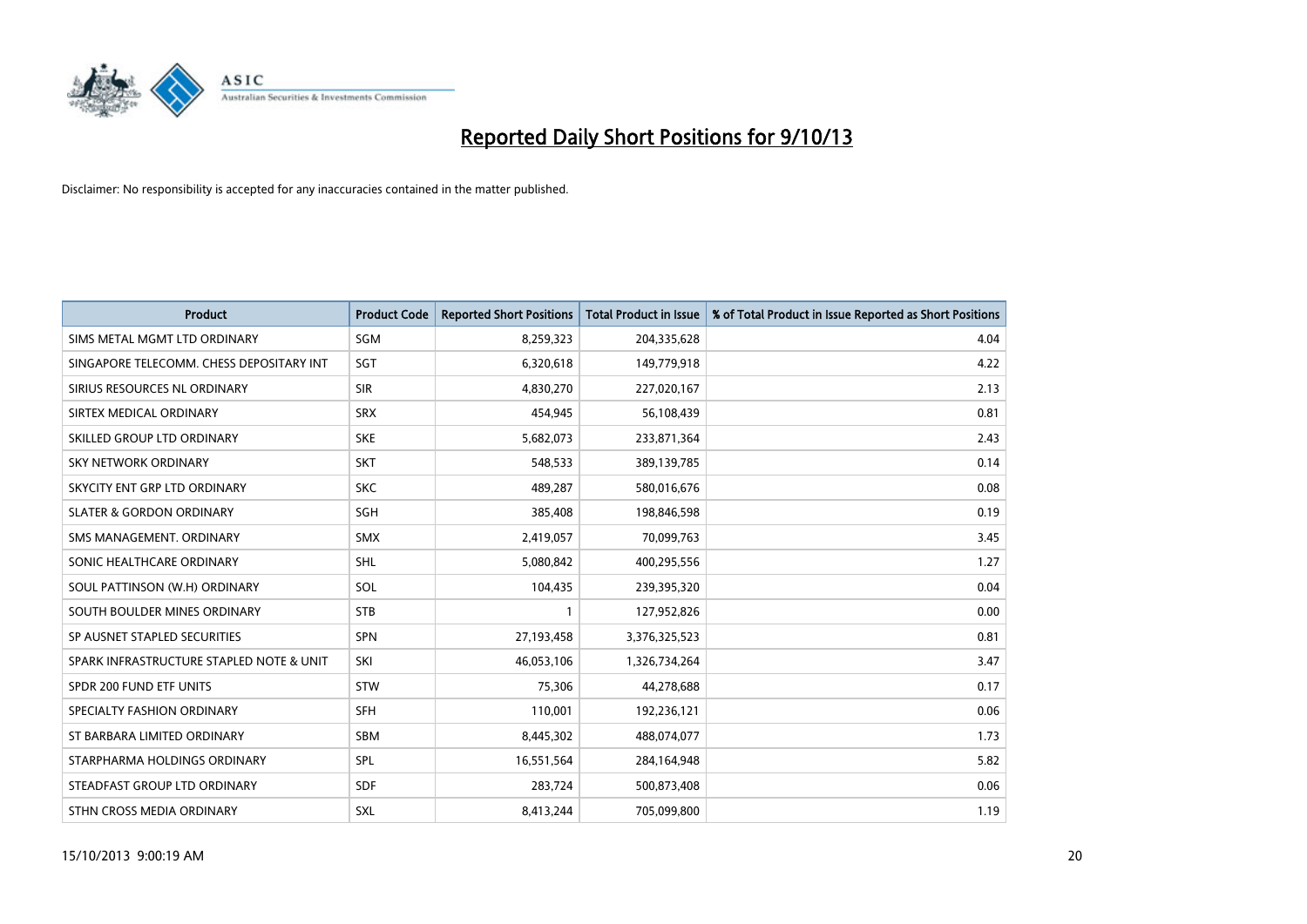# Reported Daily Short Positions for 9/10/13

Disclaimer: No responsibility is accepted for any inaccuracies contained in the matter published.

| Product | Product Code | Reported Short Positions | Total Product in Issue | % of Total Product in Issue Reported as Short Positions |
|---|---|---|---|---|
| SIMS METAL MGMT LTD ORDINARY | SGM | 8,259,323 | 204,335,628 | 4.04 |
| SINGAPORE TELECOMM. CHESS DEPOSITARY INT | SGT | 6,320,618 | 149,779,918 | 4.22 |
| SIRIUS RESOURCES NL ORDINARY | SIR | 4,830,270 | 227,020,167 | 2.13 |
| SIRTEX MEDICAL ORDINARY | SRX | 454,945 | 56,108,439 | 0.81 |
| SKILLED GROUP LTD ORDINARY | SKE | 5,682,073 | 233,871,364 | 2.43 |
| SKY NETWORK ORDINARY | SKT | 548,533 | 389,139,785 | 0.14 |
| SKYCITY ENT GRP LTD ORDINARY | SKC | 489,287 | 580,016,676 | 0.08 |
| SLATER & GORDON ORDINARY | SGH | 385,408 | 198,846,598 | 0.19 |
| SMS MANAGEMENT. ORDINARY | SMX | 2,419,057 | 70,099,763 | 3.45 |
| SONIC HEALTHCARE ORDINARY | SHL | 5,080,842 | 400,295,556 | 1.27 |
| SOUL PATTINSON (W.H) ORDINARY | SOL | 104,435 | 239,395,320 | 0.04 |
| SOUTH BOULDER MINES ORDINARY | STB | 1 | 127,952,826 | 0.00 |
| SP AUSNET STAPLED SECURITIES | SPN | 27,193,458 | 3,376,325,523 | 0.81 |
| SPARK INFRASTRUCTURE STAPLED NOTE & UNIT | SKI | 46,053,106 | 1,326,734,264 | 3.47 |
| SPDR 200 FUND ETF UNITS | STW | 75,306 | 44,278,688 | 0.17 |
| SPECIALTY FASHION ORDINARY | SFH | 110,001 | 192,236,121 | 0.06 |
| ST BARBARA LIMITED ORDINARY | SBM | 8,445,302 | 488,074,077 | 1.73 |
| STARPHARMA HOLDINGS ORDINARY | SPL | 16,551,564 | 284,164,948 | 5.82 |
| STEADFAST GROUP LTD ORDINARY | SDF | 283,724 | 500,873,408 | 0.06 |
| STHN CROSS MEDIA ORDINARY | SXL | 8,413,244 | 705,099,800 | 1.19 |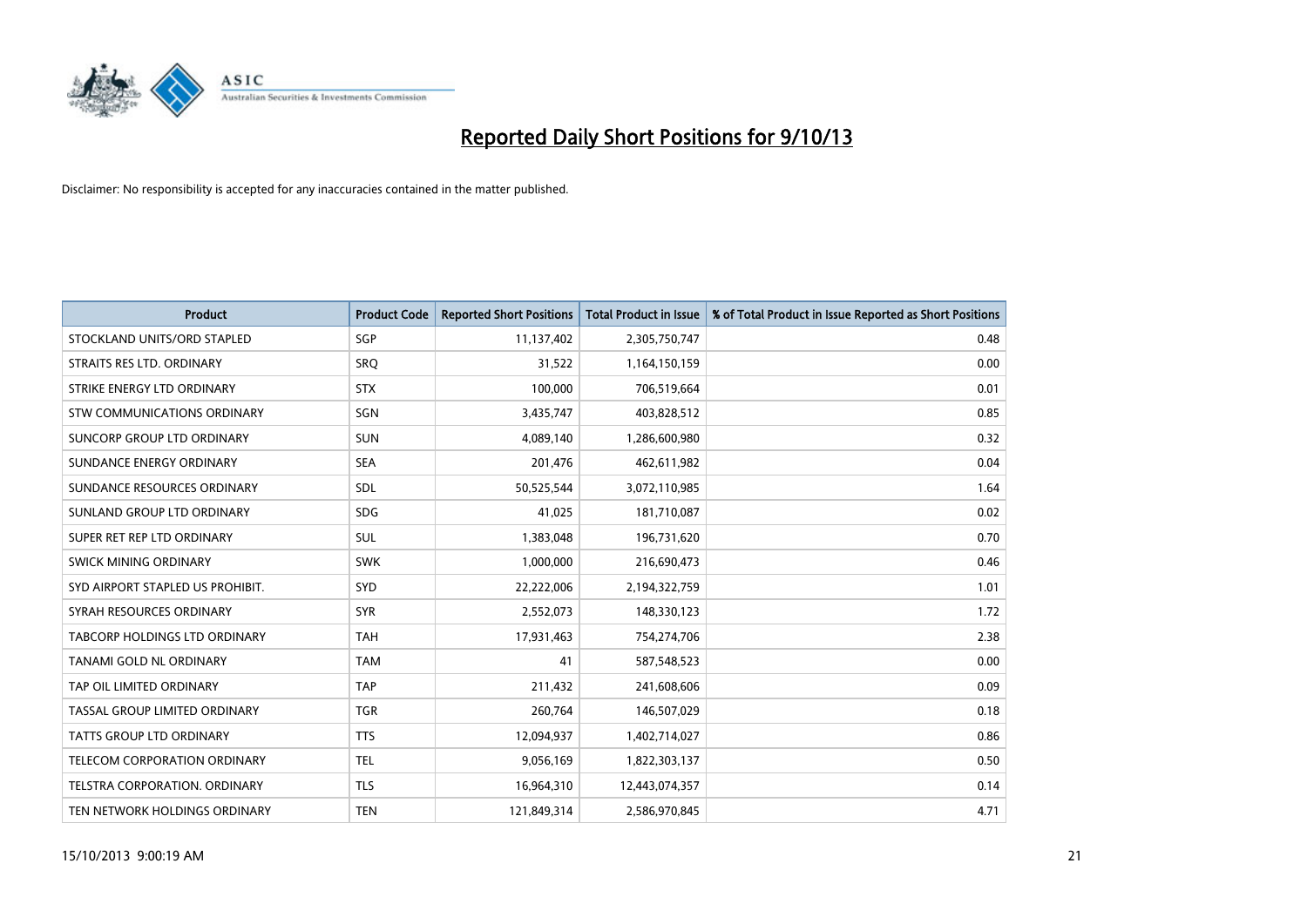# Reported Daily Short Positions for 9/10/13

Disclaimer: No responsibility is accepted for any inaccuracies contained in the matter published.

| Product | Product Code | Reported Short Positions | Total Product in Issue | % of Total Product in Issue Reported as Short Positions |
|---|---|---|---|---|
| STOCKLAND UNITS/ORD STAPLED | SGP | 11,137,402 | 2,305,750,747 | 0.48 |
| STRAITS RES LTD. ORDINARY | SRQ | 31,522 | 1,164,150,159 | 0.00 |
| STRIKE ENERGY LTD ORDINARY | STX | 100,000 | 706,519,664 | 0.01 |
| STW COMMUNICATIONS ORDINARY | SGN | 3,435,747 | 403,828,512 | 0.85 |
| SUNCORP GROUP LTD ORDINARY | SUN | 4,089,140 | 1,286,600,980 | 0.32 |
| SUNDANCE ENERGY ORDINARY | SEA | 201,476 | 462,611,982 | 0.04 |
| SUNDANCE RESOURCES ORDINARY | SDL | 50,525,544 | 3,072,110,985 | 1.64 |
| SUNLAND GROUP LTD ORDINARY | SDG | 41,025 | 181,710,087 | 0.02 |
| SUPER RET REP LTD ORDINARY | SUL | 1,383,048 | 196,731,620 | 0.70 |
| SWICK MINING ORDINARY | SWK | 1,000,000 | 216,690,473 | 0.46 |
| SYD AIRPORT STAPLED US PROHIBIT. | SYD | 22,222,006 | 2,194,322,759 | 1.01 |
| SYRAH RESOURCES ORDINARY | SYR | 2,552,073 | 148,330,123 | 1.72 |
| TABCORP HOLDINGS LTD ORDINARY | TAH | 17,931,463 | 754,274,706 | 2.38 |
| TANAMI GOLD NL ORDINARY | TAM | 41 | 587,548,523 | 0.00 |
| TAP OIL LIMITED ORDINARY | TAP | 211,432 | 241,608,606 | 0.09 |
| TASSAL GROUP LIMITED ORDINARY | TGR | 260,764 | 146,507,029 | 0.18 |
| TATTS GROUP LTD ORDINARY | TTS | 12,094,937 | 1,402,714,027 | 0.86 |
| TELECOM CORPORATION ORDINARY | TEL | 9,056,169 | 1,822,303,137 | 0.50 |
| TELSTRA CORPORATION. ORDINARY | TLS | 16,964,310 | 12,443,074,357 | 0.14 |
| TEN NETWORK HOLDINGS ORDINARY | TEN | 121,849,314 | 2,586,970,845 | 4.71 |

15/10/2013 9:00:19 AM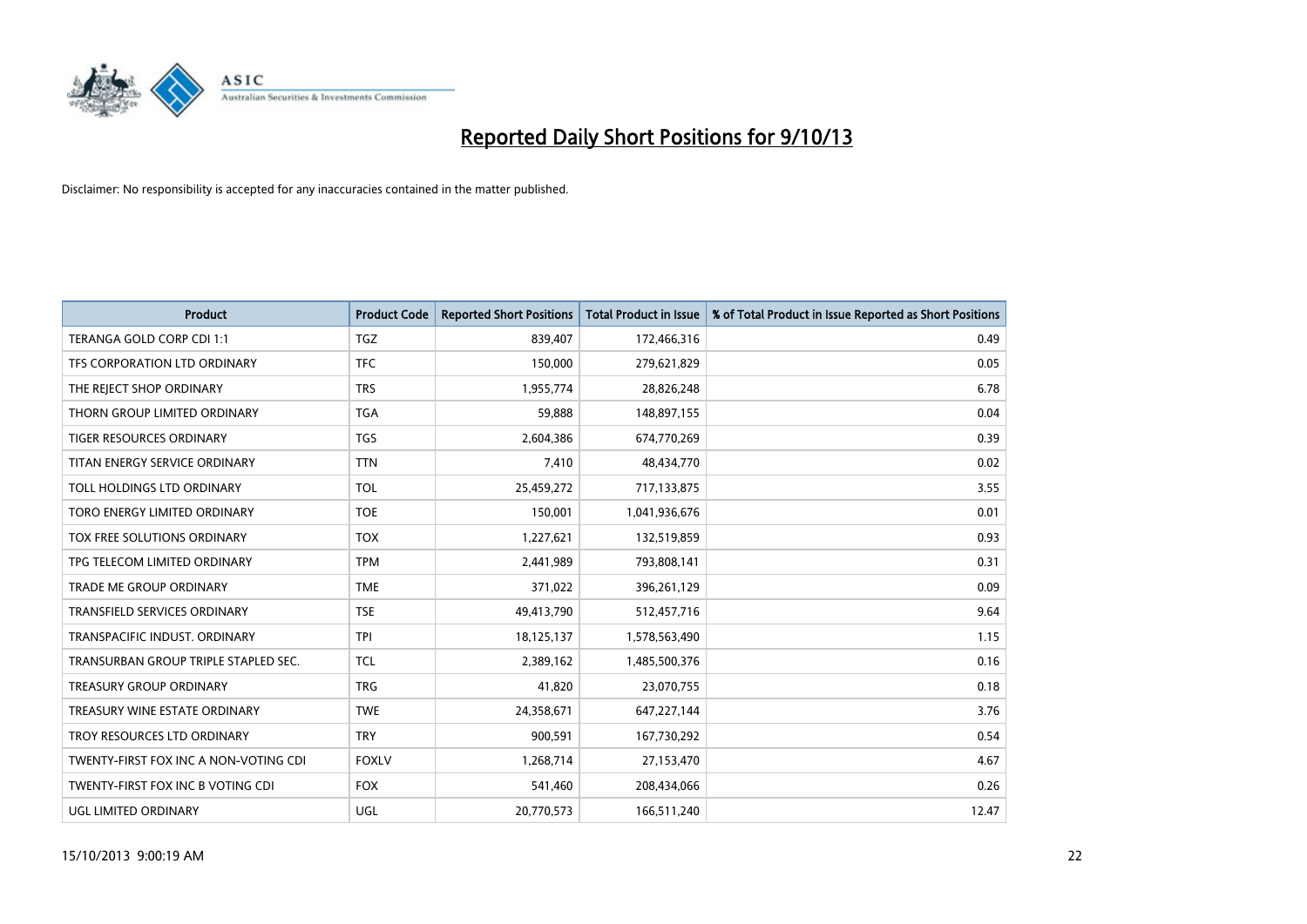# Reported Daily Short Positions for 9/10/13

Disclaimer: No responsibility is accepted for any inaccuracies contained in the matter published.

| Product | Product Code | Reported Short Positions | Total Product in Issue | % of Total Product in Issue Reported as Short Positions |
|---|---|---|---|---|
| TERANGA GOLD CORP CDI 1:1 | TGZ | 839,407 | 172,466,316 | 0.49 |
| TFS CORPORATION LTD ORDINARY | TFC | 150,000 | 279,621,829 | 0.05 |
| THE REJECT SHOP ORDINARY | TRS | 1,955,774 | 28,826,248 | 6.78 |
| THORN GROUP LIMITED ORDINARY | TGA | 59,888 | 148,897,155 | 0.04 |
| TIGER RESOURCES ORDINARY | TGS | 2,604,386 | 674,770,269 | 0.39 |
| TITAN ENERGY SERVICE ORDINARY | TTN | 7,410 | 48,434,770 | 0.02 |
| TOLL HOLDINGS LTD ORDINARY | TOL | 25,459,272 | 717,133,875 | 3.55 |
| TORO ENERGY LIMITED ORDINARY | TOE | 150,001 | 1,041,936,676 | 0.01 |
| TOX FREE SOLUTIONS ORDINARY | TOX | 1,227,621 | 132,519,859 | 0.93 |
| TPG TELECOM LIMITED ORDINARY | TPM | 2,441,989 | 793,808,141 | 0.31 |
| TRADE ME GROUP ORDINARY | TME | 371,022 | 396,261,129 | 0.09 |
| TRANSFIELD SERVICES ORDINARY | TSE | 49,413,790 | 512,457,716 | 9.64 |
| TRANSPACIFIC INDUST. ORDINARY | TPI | 18,125,137 | 1,578,563,490 | 1.15 |
| TRANSURBAN GROUP TRIPLE STAPLED SEC. | TCL | 2,389,162 | 1,485,500,376 | 0.16 |
| TREASURY GROUP ORDINARY | TRG | 41,820 | 23,070,755 | 0.18 |
| TREASURY WINE ESTATE ORDINARY | TWE | 24,358,671 | 647,227,144 | 3.76 |
| TROY RESOURCES LTD ORDINARY | TRY | 900,591 | 167,730,292 | 0.54 |
| TWENTY-FIRST FOX INC A NON-VOTING CDI | FOXLV | 1,268,714 | 27,153,470 | 4.67 |
| TWENTY-FIRST FOX INC B VOTING CDI | FOX | 541,460 | 208,434,066 | 0.26 |
| UGL LIMITED ORDINARY | UGL | 20,770,573 | 166,511,240 | 12.47 |

15/10/2013 9:00:19 AM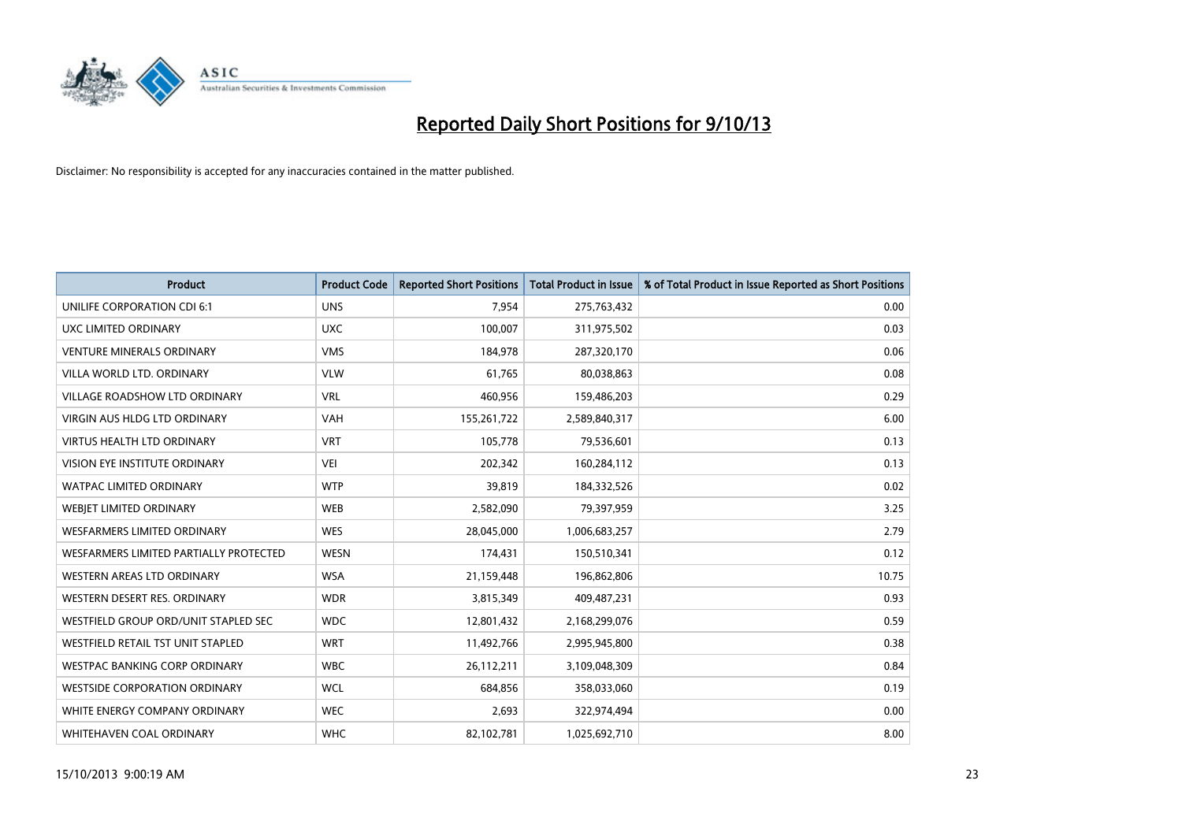# Reported Daily Short Positions for 9/10/13

Disclaimer: No responsibility is accepted for any inaccuracies contained in the matter published.

| Product | Product Code | Reported Short Positions | Total Product in Issue | % of Total Product in Issue Reported as Short Positions |
|---|---|---|---|---|
| UNILIFE CORPORATION CDI 6:1 | UNS | 7,954 | 275,763,432 | 0.00 |
| UXC LIMITED ORDINARY | UXC | 100,007 | 311,975,502 | 0.03 |
| VENTURE MINERALS ORDINARY | VMS | 184,978 | 287,320,170 | 0.06 |
| VILLA WORLD LTD. ORDINARY | VLW | 61,765 | 80,038,863 | 0.08 |
| VILLAGE ROADSHOW LTD ORDINARY | VRL | 460,956 | 159,486,203 | 0.29 |
| VIRGIN AUS HLDG LTD ORDINARY | VAH | 155,261,722 | 2,589,840,317 | 6.00 |
| VIRTUS HEALTH LTD ORDINARY | VRT | 105,778 | 79,536,601 | 0.13 |
| VISION EYE INSTITUTE ORDINARY | VEI | 202,342 | 160,284,112 | 0.13 |
| WATPAC LIMITED ORDINARY | WTP | 39,819 | 184,332,526 | 0.02 |
| WEBJET LIMITED ORDINARY | WEB | 2,582,090 | 79,397,959 | 3.25 |
| WESFARMERS LIMITED ORDINARY | WES | 28,045,000 | 1,006,683,257 | 2.79 |
| WESFARMERS LIMITED PARTIALLY PROTECTED | WESN | 174,431 | 150,510,341 | 0.12 |
| WESTERN AREAS LTD ORDINARY | WSA | 21,159,448 | 196,862,806 | 10.75 |
| WESTERN DESERT RES. ORDINARY | WDR | 3,815,349 | 409,487,231 | 0.93 |
| WESTFIELD GROUP ORD/UNIT STAPLED SEC | WDC | 12,801,432 | 2,168,299,076 | 0.59 |
| WESTFIELD RETAIL TST UNIT STAPLED | WRT | 11,492,766 | 2,995,945,800 | 0.38 |
| WESTPAC BANKING CORP ORDINARY | WBC | 26,112,211 | 3,109,048,309 | 0.84 |
| WESTSIDE CORPORATION ORDINARY | WCL | 684,856 | 358,033,060 | 0.19 |
| WHITE ENERGY COMPANY ORDINARY | WEC | 2,693 | 322,974,494 | 0.00 |
| WHITEHAVEN COAL ORDINARY | WHC | 82,102,781 | 1,025,692,710 | 8.00 |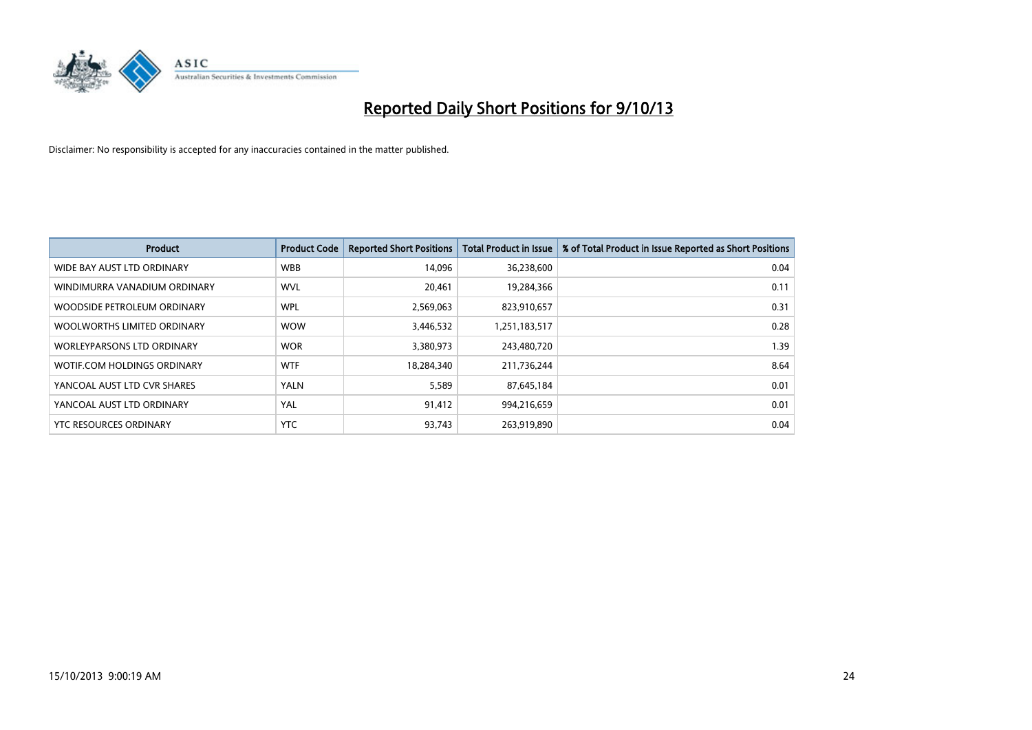# Reported Daily Short Positions for 9/10/13

Disclaimer: No responsibility is accepted for any inaccuracies contained in the matter published.

| Product | Product Code | Reported Short Positions | Total Product in Issue | % of Total Product in Issue Reported as Short Positions |
|---|---|---|---|---|
| WIDE BAY AUST LTD ORDINARY | WBB | 14,096 | 36,238,600 | 0.04 |
| WINDIMURRA VANADIUM ORDINARY | WVL | 20,461 | 19,284,366 | 0.11 |
| WOODSIDE PETROLEUM ORDINARY | WPL | 2,569,063 | 823,910,657 | 0.31 |
| WOOLWORTHS LIMITED ORDINARY | WOW | 3,446,532 | 1,251,183,517 | 0.28 |
| WORLEYPARSONS LTD ORDINARY | WOR | 3,380,973 | 243,480,720 | 1.39 |
| WOTIF.COM HOLDINGS ORDINARY | WTF | 18,284,340 | 211,736,244 | 8.64 |
| YANCOAL AUST LTD CVR SHARES | YALN | 5,589 | 87,645,184 | 0.01 |
| YANCOAL AUST LTD ORDINARY | YAL | 91,412 | 994,216,659 | 0.01 |
| YTC RESOURCES ORDINARY | YTC | 93,743 | 263,919,890 | 0.04 |

15/10/2013 9:00:19 AM